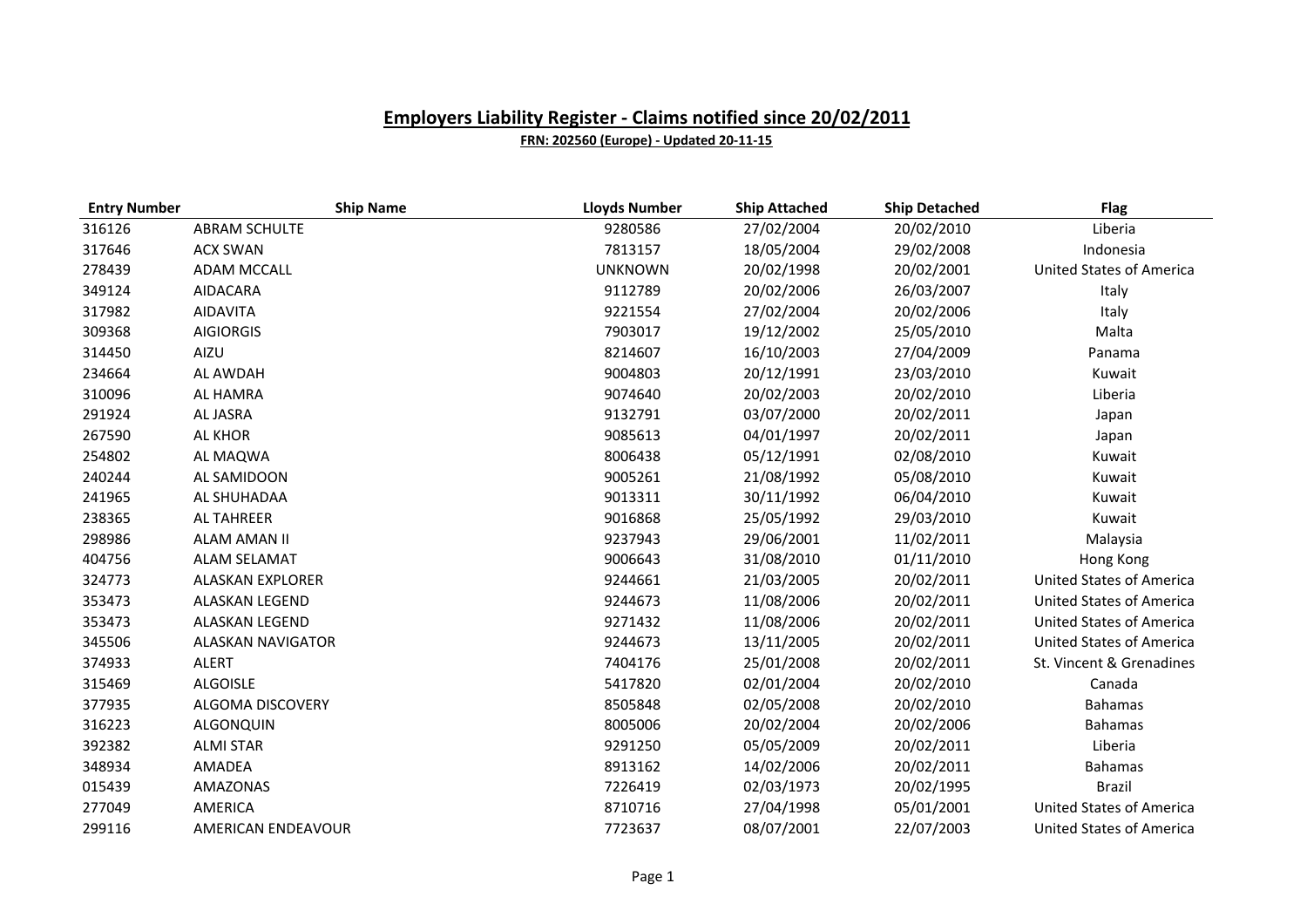# Employers Liability Register - Claims notified since 20/02/2011

**FRN: 202560 (Europe) - Updated 20-11-15**

| Entry Number | Ship Name | Lloyds Number | Ship Attached | Ship Detached | Flag |
|---|---|---|---|---|---|
| 316126 | ABRAM SCHULTE | 9280586 | 27/02/2004 | 20/02/2010 | Liberia |
| 317646 | ACX SWAN | 7813157 | 18/05/2004 | 29/02/2008 | Indonesia |
| 278439 | ADAM MCCALL | UNKNOWN | 20/02/1998 | 20/02/2001 | United States of America |
| 349124 | AIDACARA | 9112789 | 20/02/2006 | 26/03/2007 | Italy |
| 317982 | AIDAVITA | 9221554 | 27/02/2004 | 20/02/2006 | Italy |
| 309368 | AIGIORGIS | 7903017 | 19/12/2002 | 25/05/2010 | Malta |
| 314450 | AIZU | 8214607 | 16/10/2003 | 27/04/2009 | Panama |
| 234664 | AL AWDAH | 9004803 | 20/12/1991 | 23/03/2010 | Kuwait |
| 310096 | AL HAMRA | 9074640 | 20/02/2003 | 20/02/2010 | Liberia |
| 291924 | AL JASRA | 9132791 | 03/07/2000 | 20/02/2011 | Japan |
| 267590 | AL KHOR | 9085613 | 04/01/1997 | 20/02/2011 | Japan |
| 254802 | AL MAQWA | 8006438 | 05/12/1991 | 02/08/2010 | Kuwait |
| 240244 | AL SAMIDOON | 9005261 | 21/08/1992 | 05/08/2010 | Kuwait |
| 241965 | AL SHUHADAA | 9013311 | 30/11/1992 | 06/04/2010 | Kuwait |
| 238365 | AL TAHREER | 9016868 | 25/05/1992 | 29/03/2010 | Kuwait |
| 298986 | ALAM AMAN II | 9237943 | 29/06/2001 | 11/02/2011 | Malaysia |
| 404756 | ALAM SELAMAT | 9006643 | 31/08/2010 | 01/11/2010 | Hong Kong |
| 324773 | ALASKAN EXPLORER | 9244661 | 21/03/2005 | 20/02/2011 | United States of America |
| 353473 | ALASKAN LEGEND | 9244673 | 11/08/2006 | 20/02/2011 | United States of America |
| 353473 | ALASKAN LEGEND | 9271432 | 11/08/2006 | 20/02/2011 | United States of America |
| 345506 | ALASKAN NAVIGATOR | 9244673 | 13/11/2005 | 20/02/2011 | United States of America |
| 374933 | ALERT | 7404176 | 25/01/2008 | 20/02/2011 | St. Vincent & Grenadines |
| 315469 | ALGOISLE | 5417820 | 02/01/2004 | 20/02/2010 | Canada |
| 377935 | ALGOMA DISCOVERY | 8505848 | 02/05/2008 | 20/02/2010 | Bahamas |
| 316223 | ALGONQUIN | 8005006 | 20/02/2004 | 20/02/2006 | Bahamas |
| 392382 | ALMI STAR | 9291250 | 05/05/2009 | 20/02/2011 | Liberia |
| 348934 | AMADEA | 8913162 | 14/02/2006 | 20/02/2011 | Bahamas |
| 015439 | AMAZONAS | 7226419 | 02/03/1973 | 20/02/1995 | Brazil |
| 277049 | AMERICA | 8710716 | 27/04/1998 | 05/01/2001 | United States of America |
| 299116 | AMERICAN ENDEAVOUR | 7723637 | 08/07/2001 | 22/07/2003 | United States of America |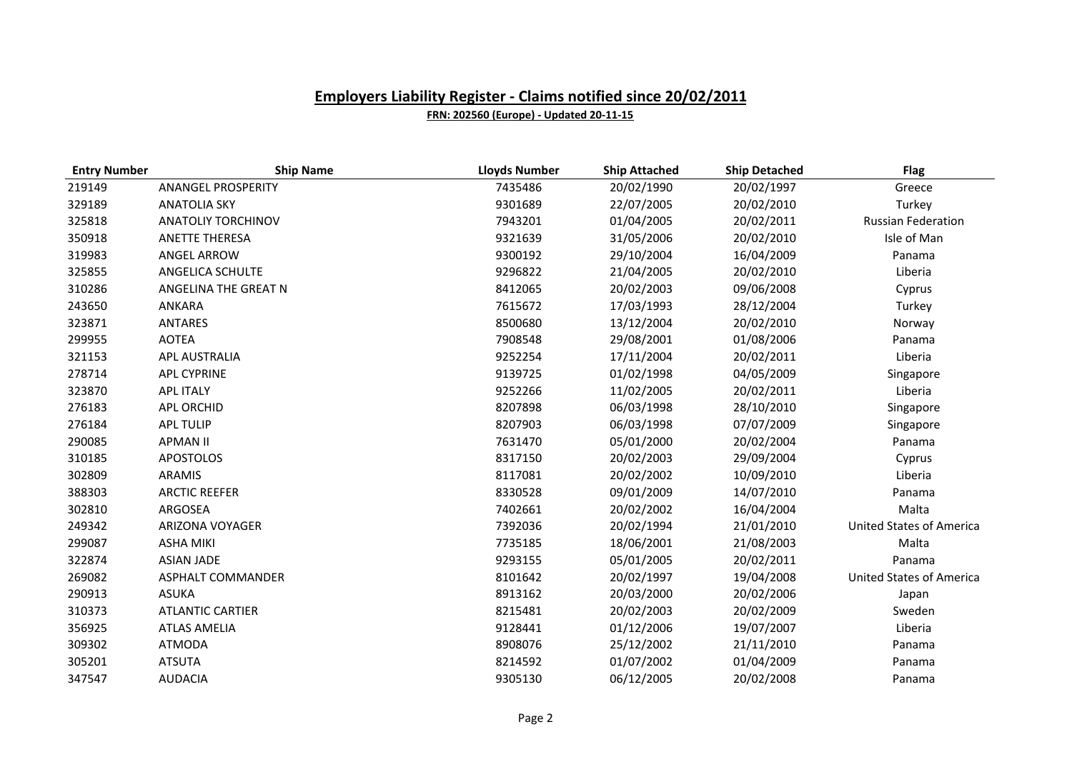## Employers Liability Register - Claims notified since 20/02/2011

**FRN: 202560 (Europe) - Updated 20-11-15**

| Entry Number | Ship Name | Lloyds Number | Ship Attached | Ship Detached | Flag |
|---|---|---|---|---|---|
| 219149 | ANANGEL PROSPERITY | 7435486 | 20/02/1990 | 20/02/1997 | Greece |
| 329189 | ANATOLIA SKY | 9301689 | 22/07/2005 | 20/02/2010 | Turkey |
| 325818 | ANATOLIY TORCHINOV | 7943201 | 01/04/2005 | 20/02/2011 | Russian Federation |
| 350918 | ANETTE THERESA | 9321639 | 31/05/2006 | 20/02/2010 | Isle of Man |
| 319983 | ANGEL ARROW | 9300192 | 29/10/2004 | 16/04/2009 | Panama |
| 325855 | ANGELICA SCHULTE | 9296822 | 21/04/2005 | 20/02/2010 | Liberia |
| 310286 | ANGELINA THE GREAT N | 8412065 | 20/02/2003 | 09/06/2008 | Cyprus |
| 243650 | ANKARA | 7615672 | 17/03/1993 | 28/12/2004 | Turkey |
| 323871 | ANTARES | 8500680 | 13/12/2004 | 20/02/2010 | Norway |
| 299955 | AOTEA | 7908548 | 29/08/2001 | 01/08/2006 | Panama |
| 321153 | APL AUSTRALIA | 9252254 | 17/11/2004 | 20/02/2011 | Liberia |
| 278714 | APL CYPRINE | 9139725 | 01/02/1998 | 04/05/2009 | Singapore |
| 323870 | APL ITALY | 9252266 | 11/02/2005 | 20/02/2011 | Liberia |
| 276183 | APL ORCHID | 8207898 | 06/03/1998 | 28/10/2010 | Singapore |
| 276184 | APL TULIP | 8207903 | 06/03/1998 | 07/07/2009 | Singapore |
| 290085 | APMAN II | 7631470 | 05/01/2000 | 20/02/2004 | Panama |
| 310185 | APOSTOLOS | 8317150 | 20/02/2003 | 29/09/2004 | Cyprus |
| 302809 | ARAMIS | 8117081 | 20/02/2002 | 10/09/2010 | Liberia |
| 388303 | ARCTIC REEFER | 8330528 | 09/01/2009 | 14/07/2010 | Panama |
| 302810 | ARGOSEA | 7402661 | 20/02/2002 | 16/04/2004 | Malta |
| 249342 | ARIZONA VOYAGER | 7392036 | 20/02/1994 | 21/01/2010 | United States of America |
| 299087 | ASHA MIKI | 7735185 | 18/06/2001 | 21/08/2003 | Malta |
| 322874 | ASIAN JADE | 9293155 | 05/01/2005 | 20/02/2011 | Panama |
| 269082 | ASPHALT COMMANDER | 8101642 | 20/02/1997 | 19/04/2008 | United States of America |
| 290913 | ASUKA | 8913162 | 20/03/2000 | 20/02/2006 | Japan |
| 310373 | ATLANTIC CARTIER | 8215481 | 20/02/2003 | 20/02/2009 | Sweden |
| 356925 | ATLAS AMELIA | 9128441 | 01/12/2006 | 19/07/2007 | Liberia |
| 309302 | ATMODA | 8908076 | 25/12/2002 | 21/11/2010 | Panama |
| 305201 | ATSUTA | 8214592 | 01/07/2002 | 01/04/2009 | Panama |
| 347547 | AUDACIA | 9305130 | 06/12/2005 | 20/02/2008 | Panama |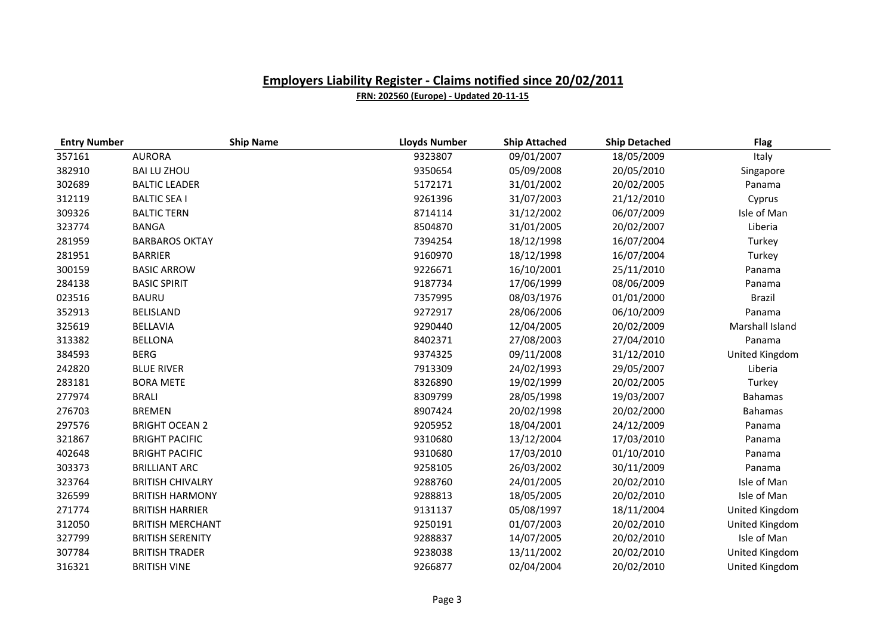# Employers Liability Register - Claims notified since 20/02/2011

**FRN: 202560 (Europe) - Updated 20-11-15**

| Entry Number | Ship Name | Lloyds Number | Ship Attached | Ship Detached | Flag |
|---|---|---|---|---|---|
| 357161 | AURORA | 9323807 | 09/01/2007 | 18/05/2009 | Italy |
| 382910 | BAI LU ZHOU | 9350654 | 05/09/2008 | 20/05/2010 | Singapore |
| 302689 | BALTIC LEADER | 5172171 | 31/01/2002 | 20/02/2005 | Panama |
| 312119 | BALTIC SEA I | 9261396 | 31/07/2003 | 21/12/2010 | Cyprus |
| 309326 | BALTIC TERN | 8714114 | 31/12/2002 | 06/07/2009 | Isle of Man |
| 323774 | BANGA | 8504870 | 31/01/2005 | 20/02/2007 | Liberia |
| 281959 | BARBAROS OKTAY | 7394254 | 18/12/1998 | 16/07/2004 | Turkey |
| 281951 | BARRIER | 9160970 | 18/12/1998 | 16/07/2004 | Turkey |
| 300159 | BASIC ARROW | 9226671 | 16/10/2001 | 25/11/2010 | Panama |
| 284138 | BASIC SPIRIT | 9187734 | 17/06/1999 | 08/06/2009 | Panama |
| 023516 | BAURU | 7357995 | 08/03/1976 | 01/01/2000 | Brazil |
| 352913 | BELISLAND | 9272917 | 28/06/2006 | 06/10/2009 | Panama |
| 325619 | BELLAVIA | 9290440 | 12/04/2005 | 20/02/2009 | Marshall Island |
| 313382 | BELLONA | 8402371 | 27/08/2003 | 27/04/2010 | Panama |
| 384593 | BERG | 9374325 | 09/11/2008 | 31/12/2010 | United Kingdom |
| 242820 | BLUE RIVER | 7913309 | 24/02/1993 | 29/05/2007 | Liberia |
| 283181 | BORA METE | 8326890 | 19/02/1999 | 20/02/2005 | Turkey |
| 277974 | BRALI | 8309799 | 28/05/1998 | 19/03/2007 | Bahamas |
| 276703 | BREMEN | 8907424 | 20/02/1998 | 20/02/2000 | Bahamas |
| 297576 | BRIGHT OCEAN 2 | 9205952 | 18/04/2001 | 24/12/2009 | Panama |
| 321867 | BRIGHT PACIFIC | 9310680 | 13/12/2004 | 17/03/2010 | Panama |
| 402648 | BRIGHT PACIFIC | 9310680 | 17/03/2010 | 01/10/2010 | Panama |
| 303373 | BRILLIANT ARC | 9258105 | 26/03/2002 | 30/11/2009 | Panama |
| 323764 | BRITISH CHIVALRY | 9288760 | 24/01/2005 | 20/02/2010 | Isle of Man |
| 326599 | BRITISH HARMONY | 9288813 | 18/05/2005 | 20/02/2010 | Isle of Man |
| 271774 | BRITISH HARRIER | 9131137 | 05/08/1997 | 18/11/2004 | United Kingdom |
| 312050 | BRITISH MERCHANT | 9250191 | 01/07/2003 | 20/02/2010 | United Kingdom |
| 327799 | BRITISH SERENITY | 9288837 | 14/07/2005 | 20/02/2010 | Isle of Man |
| 307784 | BRITISH TRADER | 9238038 | 13/11/2002 | 20/02/2010 | United Kingdom |
| 316321 | BRITISH VINE | 9266877 | 02/04/2004 | 20/02/2010 | United Kingdom |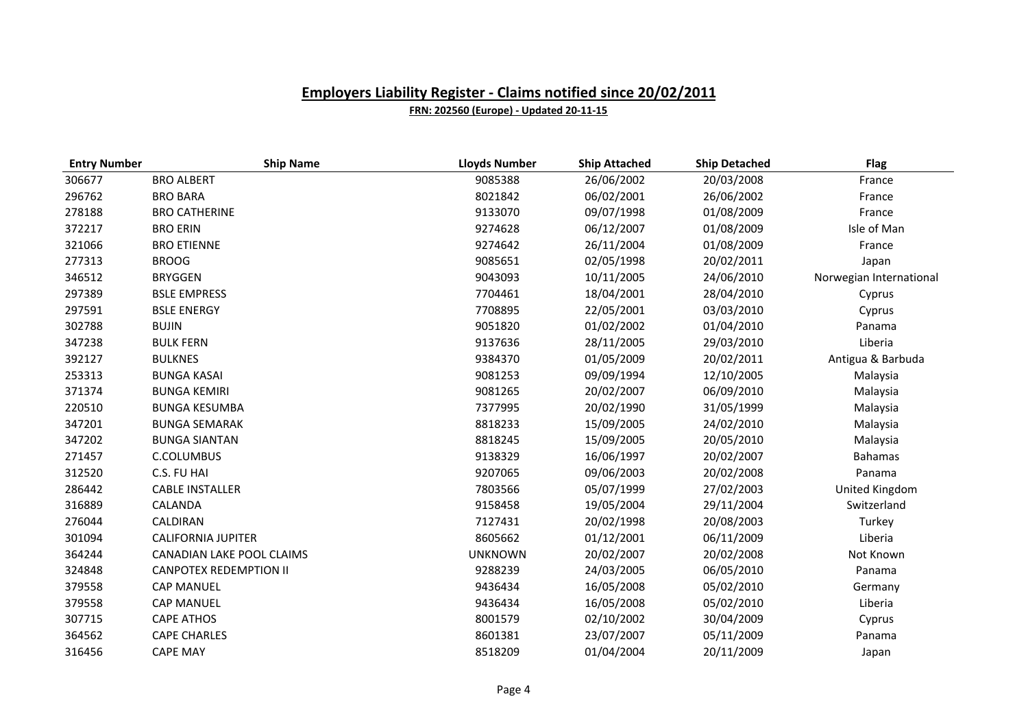## Employers Liability Register - Claims notified since 20/02/2011

**FRN: 202560 (Europe) - Updated 20-11-15**

| Entry Number | Ship Name | Lloyds Number | Ship Attached | Ship Detached | Flag |
|---|---|---|---|---|---|
| 306677 | BRO ALBERT | 9085388 | 26/06/2002 | 20/03/2008 | France |
| 296762 | BRO BARA | 8021842 | 06/02/2001 | 26/06/2002 | France |
| 278188 | BRO CATHERINE | 9133070 | 09/07/1998 | 01/08/2009 | France |
| 372217 | BRO ERIN | 9274628 | 06/12/2007 | 01/08/2009 | Isle of Man |
| 321066 | BRO ETIENNE | 9274642 | 26/11/2004 | 01/08/2009 | France |
| 277313 | BROOG | 9085651 | 02/05/1998 | 20/02/2011 | Japan |
| 346512 | BRYGGEN | 9043093 | 10/11/2005 | 24/06/2010 | Norwegian International |
| 297389 | BSLE EMPRESS | 7704461 | 18/04/2001 | 28/04/2010 | Cyprus |
| 297591 | BSLE ENERGY | 7708895 | 22/05/2001 | 03/03/2010 | Cyprus |
| 302788 | BUJIN | 9051820 | 01/02/2002 | 01/04/2010 | Panama |
| 347238 | BULK FERN | 9137636 | 28/11/2005 | 29/03/2010 | Liberia |
| 392127 | BULKNES | 9384370 | 01/05/2009 | 20/02/2011 | Antigua & Barbuda |
| 253313 | BUNGA KASAI | 9081253 | 09/09/1994 | 12/10/2005 | Malaysia |
| 371374 | BUNGA KEMIRI | 9081265 | 20/02/2007 | 06/09/2010 | Malaysia |
| 220510 | BUNGA KESUMBA | 7377995 | 20/02/1990 | 31/05/1999 | Malaysia |
| 347201 | BUNGA SEMARAK | 8818233 | 15/09/2005 | 24/02/2010 | Malaysia |
| 347202 | BUNGA SIANTAN | 8818245 | 15/09/2005 | 20/05/2010 | Malaysia |
| 271457 | C.COLUMBUS | 9138329 | 16/06/1997 | 20/02/2007 | Bahamas |
| 312520 | C.S. FU HAI | 9207065 | 09/06/2003 | 20/02/2008 | Panama |
| 286442 | CABLE INSTALLER | 7803566 | 05/07/1999 | 27/02/2003 | United Kingdom |
| 316889 | CALANDA | 9158458 | 19/05/2004 | 29/11/2004 | Switzerland |
| 276044 | CALDIRAN | 7127431 | 20/02/1998 | 20/08/2003 | Turkey |
| 301094 | CALIFORNIA JUPITER | 8605662 | 01/12/2001 | 06/11/2009 | Liberia |
| 364244 | CANADIAN LAKE POOL CLAIMS | UNKNOWN | 20/02/2007 | 20/02/2008 | Not Known |
| 324848 | CANPOTEX REDEMPTION II | 9288239 | 24/03/2005 | 06/05/2010 | Panama |
| 379558 | CAP MANUEL | 9436434 | 16/05/2008 | 05/02/2010 | Germany |
| 379558 | CAP MANUEL | 9436434 | 16/05/2008 | 05/02/2010 | Liberia |
| 307715 | CAPE ATHOS | 8001579 | 02/10/2002 | 30/04/2009 | Cyprus |
| 364562 | CAPE CHARLES | 8601381 | 23/07/2007 | 05/11/2009 | Panama |
| 316456 | CAPE MAY | 8518209 | 01/04/2004 | 20/11/2009 | Japan |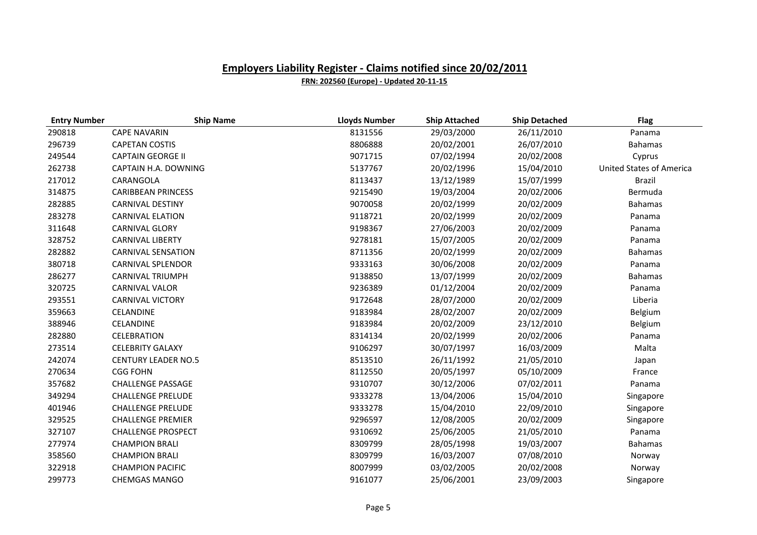## Employers Liability Register - Claims notified since 20/02/2011

**FRN: 202560 (Europe) - Updated 20-11-15**

| Entry Number | Ship Name | Lloyds Number | Ship Attached | Ship Detached | Flag |
|---|---|---|---|---|---|
| 290818 | CAPE NAVARIN | 8131556 | 29/03/2000 | 26/11/2010 | Panama |
| 296739 | CAPETAN COSTIS | 8806888 | 20/02/2001 | 26/07/2010 | Bahamas |
| 249544 | CAPTAIN GEORGE II | 9071715 | 07/02/1994 | 20/02/2008 | Cyprus |
| 262738 | CAPTAIN H.A. DOWNING | 5137767 | 20/02/1996 | 15/04/2010 | United States of America |
| 217012 | CARANGOLA | 8113437 | 13/12/1989 | 15/07/1999 | Brazil |
| 314875 | CARIBBEAN PRINCESS | 9215490 | 19/03/2004 | 20/02/2006 | Bermuda |
| 282885 | CARNIVAL DESTINY | 9070058 | 20/02/1999 | 20/02/2009 | Bahamas |
| 283278 | CARNIVAL ELATION | 9118721 | 20/02/1999 | 20/02/2009 | Panama |
| 311648 | CARNIVAL GLORY | 9198367 | 27/06/2003 | 20/02/2009 | Panama |
| 328752 | CARNIVAL LIBERTY | 9278181 | 15/07/2005 | 20/02/2009 | Panama |
| 282882 | CARNIVAL SENSATION | 8711356 | 20/02/1999 | 20/02/2009 | Bahamas |
| 380718 | CARNIVAL SPLENDOR | 9333163 | 30/06/2008 | 20/02/2009 | Panama |
| 286277 | CARNIVAL TRIUMPH | 9138850 | 13/07/1999 | 20/02/2009 | Bahamas |
| 320725 | CARNIVAL VALOR | 9236389 | 01/12/2004 | 20/02/2009 | Panama |
| 293551 | CARNIVAL VICTORY | 9172648 | 28/07/2000 | 20/02/2009 | Liberia |
| 359663 | CELANDINE | 9183984 | 28/02/2007 | 20/02/2009 | Belgium |
| 388946 | CELANDINE | 9183984 | 20/02/2009 | 23/12/2010 | Belgium |
| 282880 | CELEBRATION | 8314134 | 20/02/1999 | 20/02/2006 | Panama |
| 273514 | CELEBRITY GALAXY | 9106297 | 30/07/1997 | 16/03/2009 | Malta |
| 242074 | CENTURY LEADER NO.5 | 8513510 | 26/11/1992 | 21/05/2010 | Japan |
| 270634 | CGG FOHN | 8112550 | 20/05/1997 | 05/10/2009 | France |
| 357682 | CHALLENGE PASSAGE | 9310707 | 30/12/2006 | 07/02/2011 | Panama |
| 349294 | CHALLENGE PRELUDE | 9333278 | 13/04/2006 | 15/04/2010 | Singapore |
| 401946 | CHALLENGE PRELUDE | 9333278 | 15/04/2010 | 22/09/2010 | Singapore |
| 329525 | CHALLENGE PREMIER | 9296597 | 12/08/2005 | 20/02/2009 | Singapore |
| 327107 | CHALLENGE PROSPECT | 9310692 | 25/06/2005 | 21/05/2010 | Panama |
| 277974 | CHAMPION BRALI | 8309799 | 28/05/1998 | 19/03/2007 | Bahamas |
| 358560 | CHAMPION BRALI | 8309799 | 16/03/2007 | 07/08/2010 | Norway |
| 322918 | CHAMPION PACIFIC | 8007999 | 03/02/2005 | 20/02/2008 | Norway |
| 299773 | CHEMGAS MANGO | 9161077 | 25/06/2001 | 23/09/2003 | Singapore |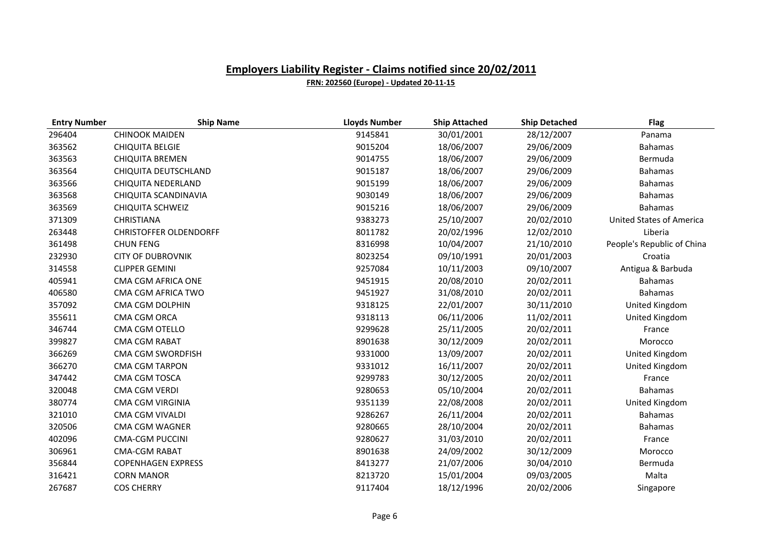## Employers Liability Register - Claims notified since 20/02/2011

**FRN: 202560 (Europe) - Updated 20-11-15**

| Entry Number | Ship Name | Lloyds Number | Ship Attached | Ship Detached | Flag |
|---|---|---|---|---|---|
| 296404 | CHINOOK MAIDEN | 9145841 | 30/01/2001 | 28/12/2007 | Panama |
| 363562 | CHIQUITA BELGIE | 9015204 | 18/06/2007 | 29/06/2009 | Bahamas |
| 363563 | CHIQUITA BREMEN | 9014755 | 18/06/2007 | 29/06/2009 | Bermuda |
| 363564 | CHIQUITA DEUTSCHLAND | 9015187 | 18/06/2007 | 29/06/2009 | Bahamas |
| 363566 | CHIQUITA NEDERLAND | 9015199 | 18/06/2007 | 29/06/2009 | Bahamas |
| 363568 | CHIQUITA SCANDINAVIA | 9030149 | 18/06/2007 | 29/06/2009 | Bahamas |
| 363569 | CHIQUITA SCHWEIZ | 9015216 | 18/06/2007 | 29/06/2009 | Bahamas |
| 371309 | CHRISTIANA | 9383273 | 25/10/2007 | 20/02/2010 | United States of America |
| 263448 | CHRISTOFFER OLDENDORFF | 8011782 | 20/02/1996 | 12/02/2010 | Liberia |
| 361498 | CHUN FENG | 8316998 | 10/04/2007 | 21/10/2010 | People's Republic of China |
| 232930 | CITY OF DUBROVNIK | 8023254 | 09/10/1991 | 20/01/2003 | Croatia |
| 314558 | CLIPPER GEMINI | 9257084 | 10/11/2003 | 09/10/2007 | Antigua & Barbuda |
| 405941 | CMA CGM AFRICA ONE | 9451915 | 20/08/2010 | 20/02/2011 | Bahamas |
| 406580 | CMA CGM AFRICA TWO | 9451927 | 31/08/2010 | 20/02/2011 | Bahamas |
| 357092 | CMA CGM DOLPHIN | 9318125 | 22/01/2007 | 30/11/2010 | United Kingdom |
| 355611 | CMA CGM ORCA | 9318113 | 06/11/2006 | 11/02/2011 | United Kingdom |
| 346744 | CMA CGM OTELLO | 9299628 | 25/11/2005 | 20/02/2011 | France |
| 399827 | CMA CGM RABAT | 8901638 | 30/12/2009 | 20/02/2011 | Morocco |
| 366269 | CMA CGM SWORDFISH | 9331000 | 13/09/2007 | 20/02/2011 | United Kingdom |
| 366270 | CMA CGM TARPON | 9331012 | 16/11/2007 | 20/02/2011 | United Kingdom |
| 347442 | CMA CGM TOSCA | 9299783 | 30/12/2005 | 20/02/2011 | France |
| 320048 | CMA CGM VERDI | 9280653 | 05/10/2004 | 20/02/2011 | Bahamas |
| 380774 | CMA CGM VIRGINIA | 9351139 | 22/08/2008 | 20/02/2011 | United Kingdom |
| 321010 | CMA CGM VIVALDI | 9286267 | 26/11/2004 | 20/02/2011 | Bahamas |
| 320506 | CMA CGM WAGNER | 9280665 | 28/10/2004 | 20/02/2011 | Bahamas |
| 402096 | CMA-CGM PUCCINI | 9280627 | 31/03/2010 | 20/02/2011 | France |
| 306961 | CMA-CGM RABAT | 8901638 | 24/09/2002 | 30/12/2009 | Morocco |
| 356844 | COPENHAGEN EXPRESS | 8413277 | 21/07/2006 | 30/04/2010 | Bermuda |
| 316421 | CORN MANOR | 8213720 | 15/01/2004 | 09/03/2005 | Malta |
| 267687 | COS CHERRY | 9117404 | 18/12/1996 | 20/02/2006 | Singapore |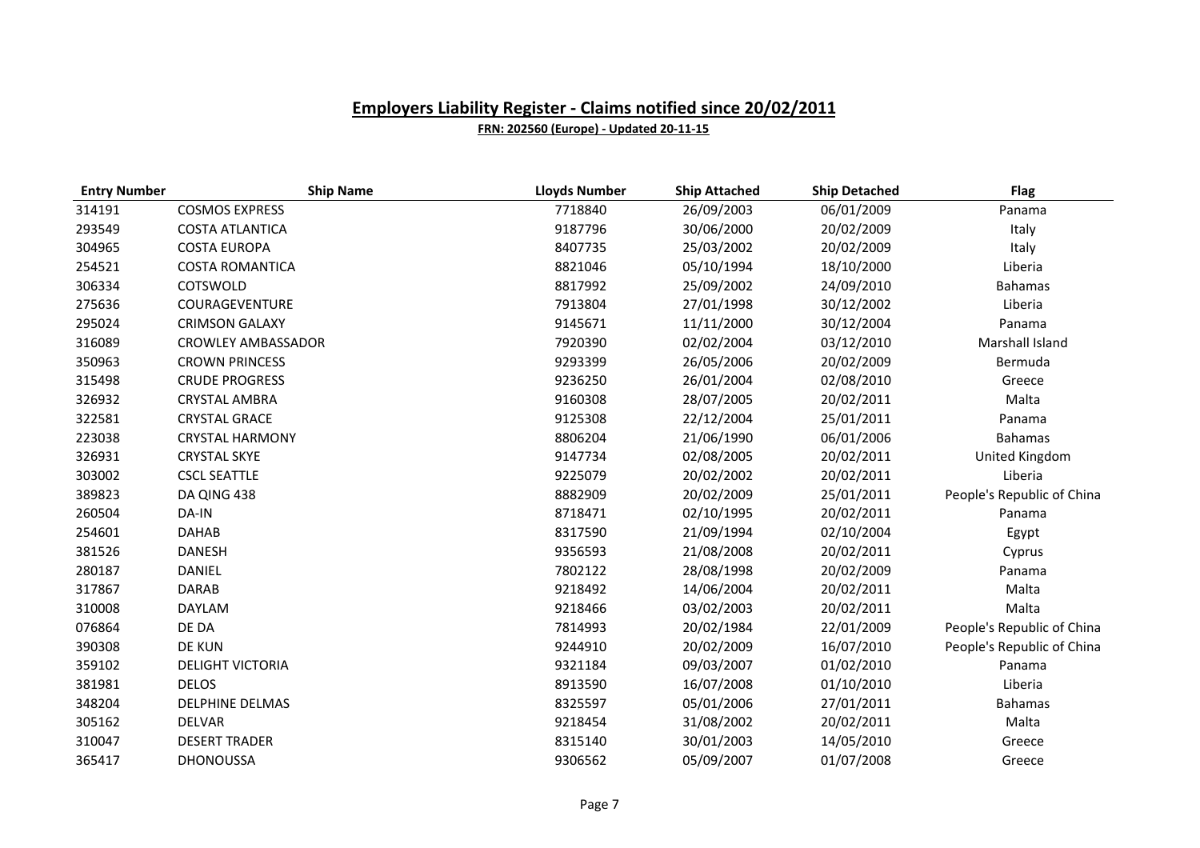## Employers Liability Register - Claims notified since 20/02/2011

**FRN: 202560 (Europe) - Updated 20-11-15**

| Entry Number | Ship Name | Lloyds Number | Ship Attached | Ship Detached | Flag |
|---|---|---|---|---|---|
| 314191 | COSMOS EXPRESS | 7718840 | 26/09/2003 | 06/01/2009 | Panama |
| 293549 | COSTA ATLANTICA | 9187796 | 30/06/2000 | 20/02/2009 | Italy |
| 304965 | COSTA EUROPA | 8407735 | 25/03/2002 | 20/02/2009 | Italy |
| 254521 | COSTA ROMANTICA | 8821046 | 05/10/1994 | 18/10/2000 | Liberia |
| 306334 | COTSWOLD | 8817992 | 25/09/2002 | 24/09/2010 | Bahamas |
| 275636 | COURAGEVENTURE | 7913804 | 27/01/1998 | 30/12/2002 | Liberia |
| 295024 | CRIMSON GALAXY | 9145671 | 11/11/2000 | 30/12/2004 | Panama |
| 316089 | CROWLEY AMBASSADOR | 7920390 | 02/02/2004 | 03/12/2010 | Marshall Island |
| 350963 | CROWN PRINCESS | 9293399 | 26/05/2006 | 20/02/2009 | Bermuda |
| 315498 | CRUDE PROGRESS | 9236250 | 26/01/2004 | 02/08/2010 | Greece |
| 326932 | CRYSTAL AMBRA | 9160308 | 28/07/2005 | 20/02/2011 | Malta |
| 322581 | CRYSTAL GRACE | 9125308 | 22/12/2004 | 25/01/2011 | Panama |
| 223038 | CRYSTAL HARMONY | 8806204 | 21/06/1990 | 06/01/2006 | Bahamas |
| 326931 | CRYSTAL SKYE | 9147734 | 02/08/2005 | 20/02/2011 | United Kingdom |
| 303002 | CSCL SEATTLE | 9225079 | 20/02/2002 | 20/02/2011 | Liberia |
| 389823 | DA QING 438 | 8882909 | 20/02/2009 | 25/01/2011 | People's Republic of China |
| 260504 | DA-IN | 8718471 | 02/10/1995 | 20/02/2011 | Panama |
| 254601 | DAHAB | 8317590 | 21/09/1994 | 02/10/2004 | Egypt |
| 381526 | DANESH | 9356593 | 21/08/2008 | 20/02/2011 | Cyprus |
| 280187 | DANIEL | 7802122 | 28/08/1998 | 20/02/2009 | Panama |
| 317867 | DARAB | 9218492 | 14/06/2004 | 20/02/2011 | Malta |
| 310008 | DAYLAM | 9218466 | 03/02/2003 | 20/02/2011 | Malta |
| 076864 | DE DA | 7814993 | 20/02/1984 | 22/01/2009 | People's Republic of China |
| 390308 | DE KUN | 9244910 | 20/02/2009 | 16/07/2010 | People's Republic of China |
| 359102 | DELIGHT VICTORIA | 9321184 | 09/03/2007 | 01/02/2010 | Panama |
| 381981 | DELOS | 8913590 | 16/07/2008 | 01/10/2010 | Liberia |
| 348204 | DELPHINE DELMAS | 8325597 | 05/01/2006 | 27/01/2011 | Bahamas |
| 305162 | DELVAR | 9218454 | 31/08/2002 | 20/02/2011 | Malta |
| 310047 | DESERT TRADER | 8315140 | 30/01/2003 | 14/05/2010 | Greece |
| 365417 | DHONOUSSA | 9306562 | 05/09/2007 | 01/07/2008 | Greece |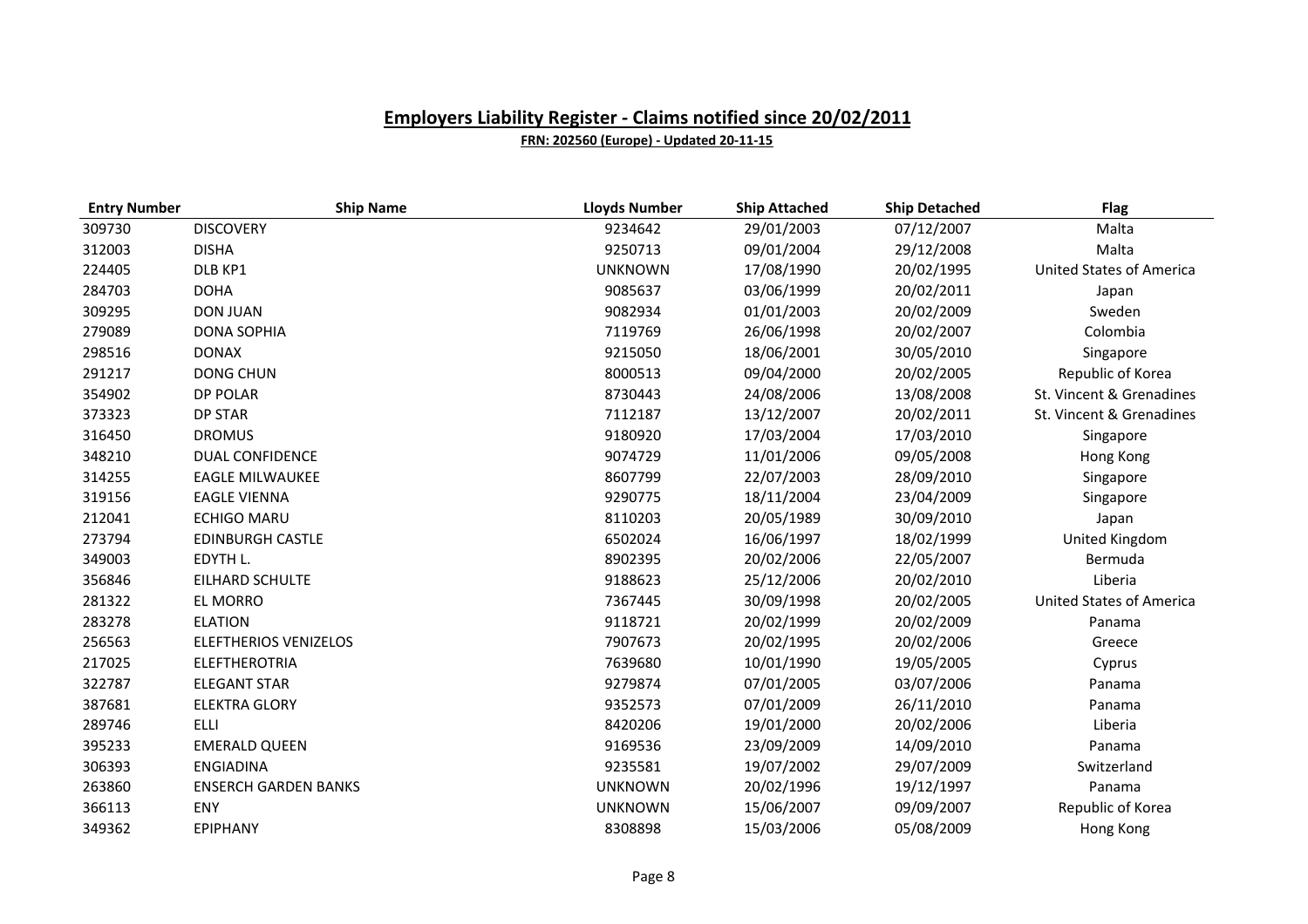## Employers Liability Register - Claims notified since 20/02/2011

**FRN: 202560 (Europe) - Updated 20-11-15**

| Entry Number | Ship Name | Lloyds Number | Ship Attached | Ship Detached | Flag |
|---|---|---|---|---|---|
| 309730 | DISCOVERY | 9234642 | 29/01/2003 | 07/12/2007 | Malta |
| 312003 | DISHA | 9250713 | 09/01/2004 | 29/12/2008 | Malta |
| 224405 | DLB KP1 | UNKNOWN | 17/08/1990 | 20/02/1995 | United States of America |
| 284703 | DOHA | 9085637 | 03/06/1999 | 20/02/2011 | Japan |
| 309295 | DON JUAN | 9082934 | 01/01/2003 | 20/02/2009 | Sweden |
| 279089 | DONA SOPHIA | 7119769 | 26/06/1998 | 20/02/2007 | Colombia |
| 298516 | DONAX | 9215050 | 18/06/2001 | 30/05/2010 | Singapore |
| 291217 | DONG CHUN | 8000513 | 09/04/2000 | 20/02/2005 | Republic of Korea |
| 354902 | DP POLAR | 8730443 | 24/08/2006 | 13/08/2008 | St. Vincent & Grenadines |
| 373323 | DP STAR | 7112187 | 13/12/2007 | 20/02/2011 | St. Vincent & Grenadines |
| 316450 | DROMUS | 9180920 | 17/03/2004 | 17/03/2010 | Singapore |
| 348210 | DUAL CONFIDENCE | 9074729 | 11/01/2006 | 09/05/2008 | Hong Kong |
| 314255 | EAGLE MILWAUKEE | 8607799 | 22/07/2003 | 28/09/2010 | Singapore |
| 319156 | EAGLE VIENNA | 9290775 | 18/11/2004 | 23/04/2009 | Singapore |
| 212041 | ECHIGO MARU | 8110203 | 20/05/1989 | 30/09/2010 | Japan |
| 273794 | EDINBURGH CASTLE | 6502024 | 16/06/1997 | 18/02/1999 | United Kingdom |
| 349003 | EDYTH L. | 8902395 | 20/02/2006 | 22/05/2007 | Bermuda |
| 356846 | EILHARD SCHULTE | 9188623 | 25/12/2006 | 20/02/2010 | Liberia |
| 281322 | EL MORRO | 7367445 | 30/09/1998 | 20/02/2005 | United States of America |
| 283278 | ELATION | 9118721 | 20/02/1999 | 20/02/2009 | Panama |
| 256563 | ELEFTHERIOS VENIZELOS | 7907673 | 20/02/1995 | 20/02/2006 | Greece |
| 217025 | ELEFTHEROTRIA | 7639680 | 10/01/1990 | 19/05/2005 | Cyprus |
| 322787 | ELEGANT STAR | 9279874 | 07/01/2005 | 03/07/2006 | Panama |
| 387681 | ELEKTRA GLORY | 9352573 | 07/01/2009 | 26/11/2010 | Panama |
| 289746 | ELLI | 8420206 | 19/01/2000 | 20/02/2006 | Liberia |
| 395233 | EMERALD QUEEN | 9169536 | 23/09/2009 | 14/09/2010 | Panama |
| 306393 | ENGIADINA | 9235581 | 19/07/2002 | 29/07/2009 | Switzerland |
| 263860 | ENSERCH GARDEN BANKS | UNKNOWN | 20/02/1996 | 19/12/1997 | Panama |
| 366113 | ENY | UNKNOWN | 15/06/2007 | 09/09/2007 | Republic of Korea |
| 349362 | EPIPHANY | 8308898 | 15/03/2006 | 05/08/2009 | Hong Kong |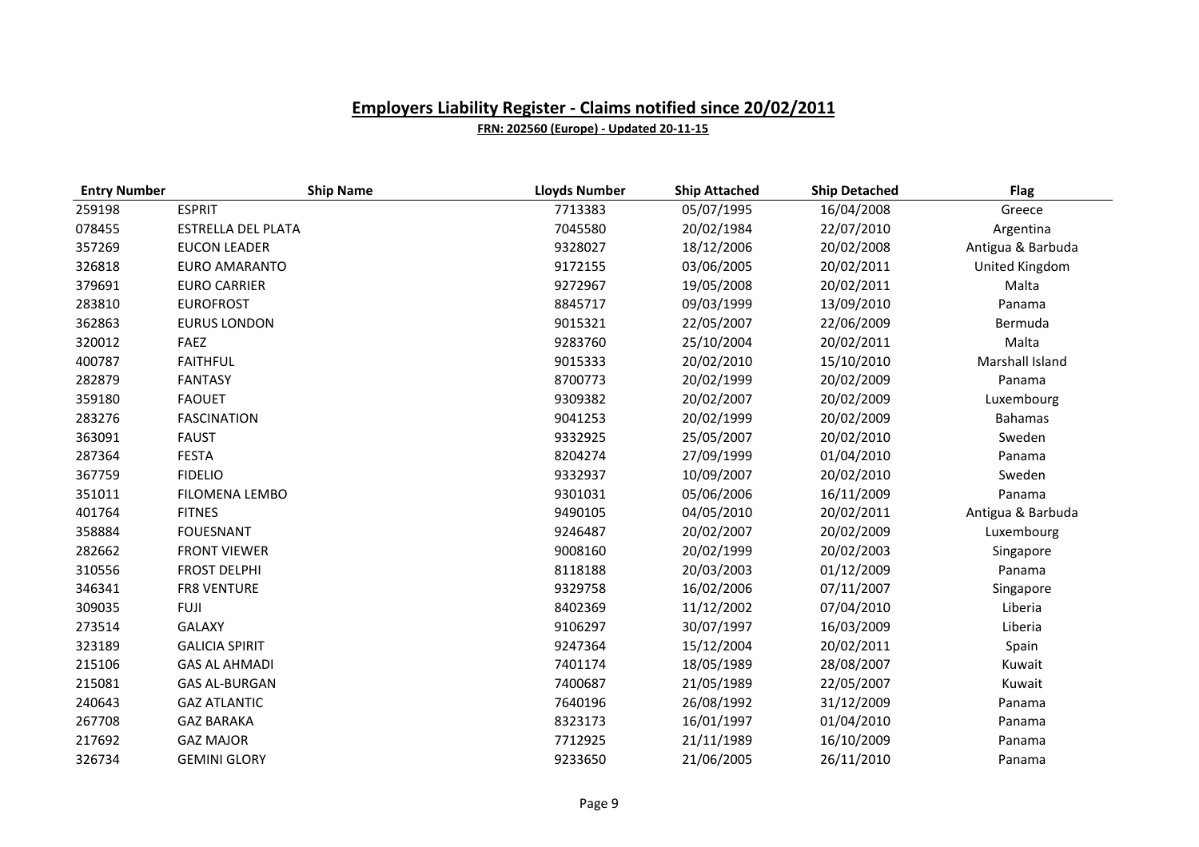## Employers Liability Register - Claims notified since 20/02/2011

**FRN: 202560 (Europe) - Updated 20-11-15**

| Entry Number | Ship Name | Lloyds Number | Ship Attached | Ship Detached | Flag |
|---|---|---|---|---|---|
| 259198 | ESPRIT | 7713383 | 05/07/1995 | 16/04/2008 | Greece |
| 078455 | ESTRELLA DEL PLATA | 7045580 | 20/02/1984 | 22/07/2010 | Argentina |
| 357269 | EUCON LEADER | 9328027 | 18/12/2006 | 20/02/2008 | Antigua & Barbuda |
| 326818 | EURO AMARANTO | 9172155 | 03/06/2005 | 20/02/2011 | United Kingdom |
| 379691 | EURO CARRIER | 9272967 | 19/05/2008 | 20/02/2011 | Malta |
| 283810 | EUROFROST | 8845717 | 09/03/1999 | 13/09/2010 | Panama |
| 362863 | EURUS LONDON | 9015321 | 22/05/2007 | 22/06/2009 | Bermuda |
| 320012 | FAEZ | 9283760 | 25/10/2004 | 20/02/2011 | Malta |
| 400787 | FAITHFUL | 9015333 | 20/02/2010 | 15/10/2010 | Marshall Island |
| 282879 | FANTASY | 8700773 | 20/02/1999 | 20/02/2009 | Panama |
| 359180 | FAOUET | 9309382 | 20/02/2007 | 20/02/2009 | Luxembourg |
| 283276 | FASCINATION | 9041253 | 20/02/1999 | 20/02/2009 | Bahamas |
| 363091 | FAUST | 9332925 | 25/05/2007 | 20/02/2010 | Sweden |
| 287364 | FESTA | 8204274 | 27/09/1999 | 01/04/2010 | Panama |
| 367759 | FIDELIO | 9332937 | 10/09/2007 | 20/02/2010 | Sweden |
| 351011 | FILOMENA LEMBO | 9301031 | 05/06/2006 | 16/11/2009 | Panama |
| 401764 | FITNES | 9490105 | 04/05/2010 | 20/02/2011 | Antigua & Barbuda |
| 358884 | FOUESNANT | 9246487 | 20/02/2007 | 20/02/2009 | Luxembourg |
| 282662 | FRONT VIEWER | 9008160 | 20/02/1999 | 20/02/2003 | Singapore |
| 310556 | FROST DELPHI | 8118188 | 20/03/2003 | 01/12/2009 | Panama |
| 346341 | FR8 VENTURE | 9329758 | 16/02/2006 | 07/11/2007 | Singapore |
| 309035 | FUJI | 8402369 | 11/12/2002 | 07/04/2010 | Liberia |
| 273514 | GALAXY | 9106297 | 30/07/1997 | 16/03/2009 | Liberia |
| 323189 | GALICIA SPIRIT | 9247364 | 15/12/2004 | 20/02/2011 | Spain |
| 215106 | GAS AL AHMADI | 7401174 | 18/05/1989 | 28/08/2007 | Kuwait |
| 215081 | GAS AL-BURGAN | 7400687 | 21/05/1989 | 22/05/2007 | Kuwait |
| 240643 | GAZ ATLANTIC | 7640196 | 26/08/1992 | 31/12/2009 | Panama |
| 267708 | GAZ BARAKA | 8323173 | 16/01/1997 | 01/04/2010 | Panama |
| 217692 | GAZ MAJOR | 7712925 | 21/11/1989 | 16/10/2009 | Panama |
| 326734 | GEMINI GLORY | 9233650 | 21/06/2005 | 26/11/2010 | Panama |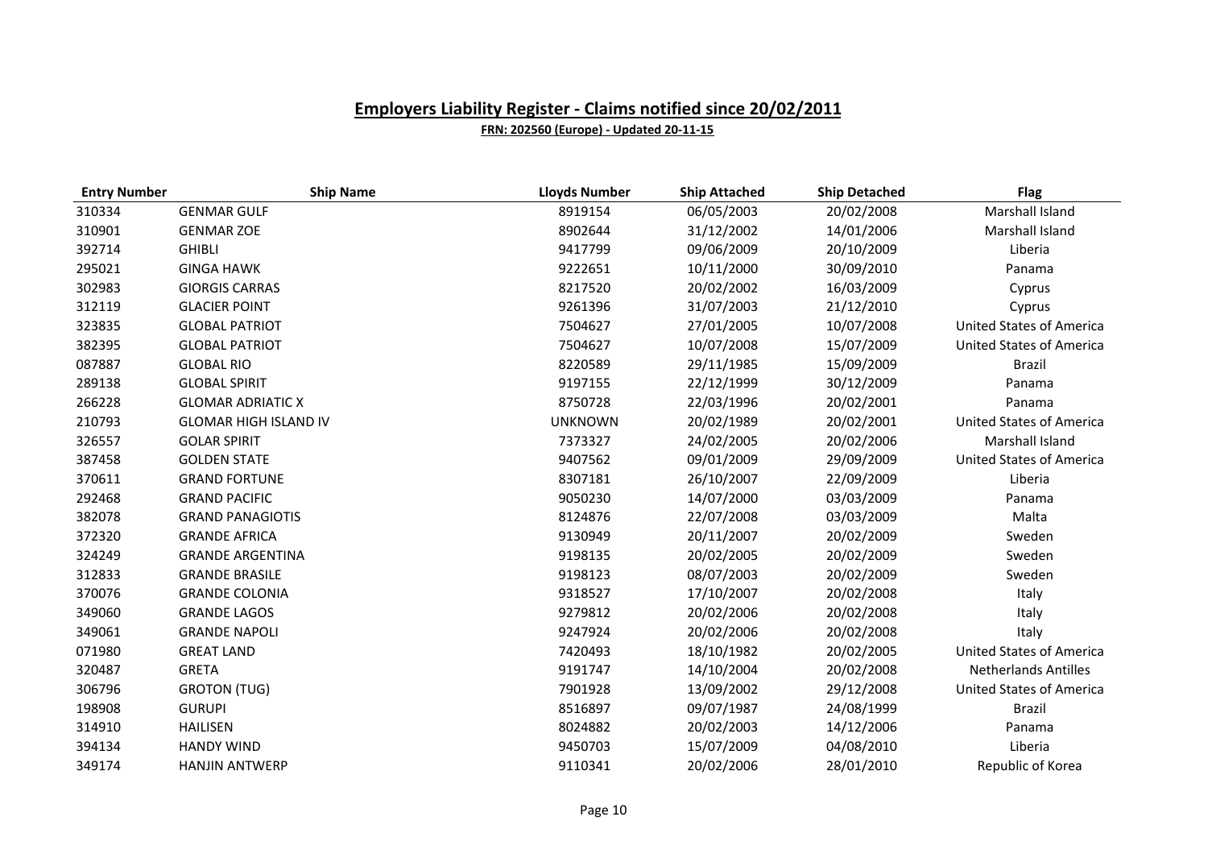## Employers Liability Register - Claims notified since 20/02/2011

**FRN: 202560 (Europe) - Updated 20-11-15**

| Entry Number | Ship Name | Lloyds Number | Ship Attached | Ship Detached | Flag |
|---|---|---|---|---|---|
| 310334 | GENMAR GULF | 8919154 | 06/05/2003 | 20/02/2008 | Marshall Island |
| 310901 | GENMAR ZOE | 8902644 | 31/12/2002 | 14/01/2006 | Marshall Island |
| 392714 | GHIBLI | 9417799 | 09/06/2009 | 20/10/2009 | Liberia |
| 295021 | GINGA HAWK | 9222651 | 10/11/2000 | 30/09/2010 | Panama |
| 302983 | GIORGIS CARRAS | 8217520 | 20/02/2002 | 16/03/2009 | Cyprus |
| 312119 | GLACIER POINT | 9261396 | 31/07/2003 | 21/12/2010 | Cyprus |
| 323835 | GLOBAL PATRIOT | 7504627 | 27/01/2005 | 10/07/2008 | United States of America |
| 382395 | GLOBAL PATRIOT | 7504627 | 10/07/2008 | 15/07/2009 | United States of America |
| 087887 | GLOBAL RIO | 8220589 | 29/11/1985 | 15/09/2009 | Brazil |
| 289138 | GLOBAL SPIRIT | 9197155 | 22/12/1999 | 30/12/2009 | Panama |
| 266228 | GLOMAR ADRIATIC X | 8750728 | 22/03/1996 | 20/02/2001 | Panama |
| 210793 | GLOMAR HIGH ISLAND IV | UNKNOWN | 20/02/1989 | 20/02/2001 | United States of America |
| 326557 | GOLAR SPIRIT | 7373327 | 24/02/2005 | 20/02/2006 | Marshall Island |
| 387458 | GOLDEN STATE | 9407562 | 09/01/2009 | 29/09/2009 | United States of America |
| 370611 | GRAND FORTUNE | 8307181 | 26/10/2007 | 22/09/2009 | Liberia |
| 292468 | GRAND PACIFIC | 9050230 | 14/07/2000 | 03/03/2009 | Panama |
| 382078 | GRAND PANAGIOTIS | 8124876 | 22/07/2008 | 03/03/2009 | Malta |
| 372320 | GRANDE AFRICA | 9130949 | 20/11/2007 | 20/02/2009 | Sweden |
| 324249 | GRANDE ARGENTINA | 9198135 | 20/02/2005 | 20/02/2009 | Sweden |
| 312833 | GRANDE BRASILE | 9198123 | 08/07/2003 | 20/02/2009 | Sweden |
| 370076 | GRANDE COLONIA | 9318527 | 17/10/2007 | 20/02/2008 | Italy |
| 349060 | GRANDE LAGOS | 9279812 | 20/02/2006 | 20/02/2008 | Italy |
| 349061 | GRANDE NAPOLI | 9247924 | 20/02/2006 | 20/02/2008 | Italy |
| 071980 | GREAT LAND | 7420493 | 18/10/1982 | 20/02/2005 | United States of America |
| 320487 | GRETA | 9191747 | 14/10/2004 | 20/02/2008 | Netherlands Antilles |
| 306796 | GROTON (TUG) | 7901928 | 13/09/2002 | 29/12/2008 | United States of America |
| 198908 | GURUPI | 8516897 | 09/07/1987 | 24/08/1999 | Brazil |
| 314910 | HAILISEN | 8024882 | 20/02/2003 | 14/12/2006 | Panama |
| 394134 | HANDY WIND | 9450703 | 15/07/2009 | 04/08/2010 | Liberia |
| 349174 | HANJIN ANTWERP | 9110341 | 20/02/2006 | 28/01/2010 | Republic of Korea |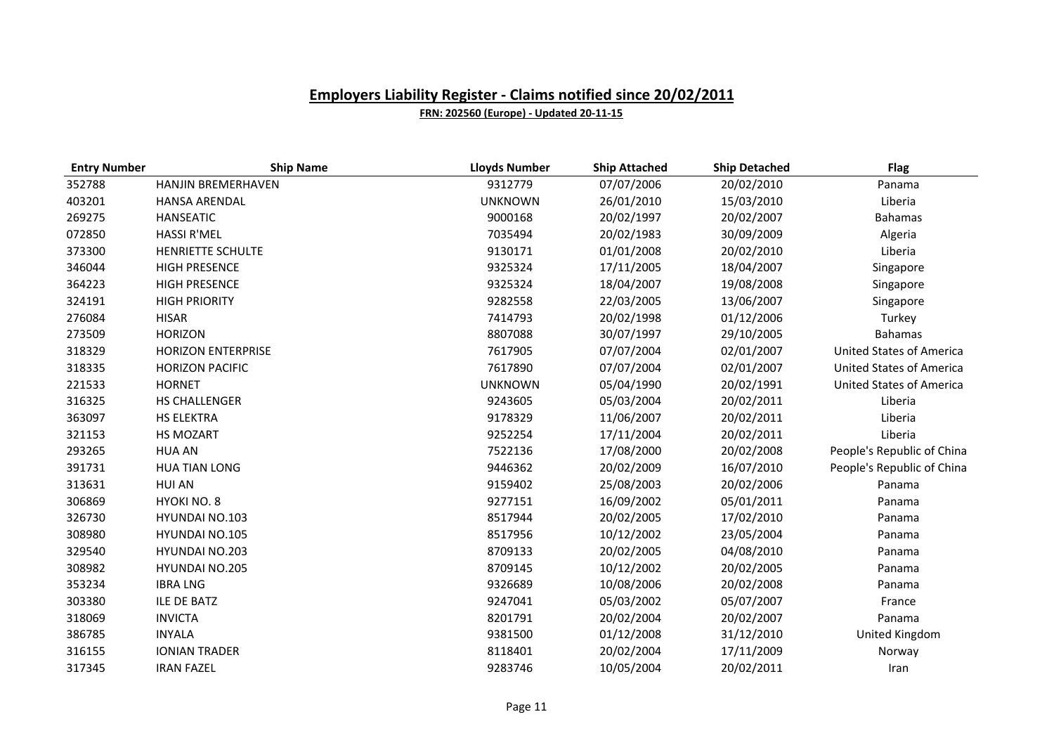# Employers Liability Register - Claims notified since 20/02/2011

**FRN: 202560 (Europe) - Updated 20-11-15**

| Entry Number | Ship Name | Lloyds Number | Ship Attached | Ship Detached | Flag |
|---|---|---|---|---|---|
| 352788 | HANJIN BREMERHAVEN | 9312779 | 07/07/2006 | 20/02/2010 | Panama |
| 403201 | HANSA ARENDAL | UNKNOWN | 26/01/2010 | 15/03/2010 | Liberia |
| 269275 | HANSEATIC | 9000168 | 20/02/1997 | 20/02/2007 | Bahamas |
| 072850 | HASSI R'MEL | 7035494 | 20/02/1983 | 30/09/2009 | Algeria |
| 373300 | HENRIETTE SCHULTE | 9130171 | 01/01/2008 | 20/02/2010 | Liberia |
| 346044 | HIGH PRESENCE | 9325324 | 17/11/2005 | 18/04/2007 | Singapore |
| 364223 | HIGH PRESENCE | 9325324 | 18/04/2007 | 19/08/2008 | Singapore |
| 324191 | HIGH PRIORITY | 9282558 | 22/03/2005 | 13/06/2007 | Singapore |
| 276084 | HISAR | 7414793 | 20/02/1998 | 01/12/2006 | Turkey |
| 273509 | HORIZON | 8807088 | 30/07/1997 | 29/10/2005 | Bahamas |
| 318329 | HORIZON ENTERPRISE | 7617905 | 07/07/2004 | 02/01/2007 | United States of America |
| 318335 | HORIZON PACIFIC | 7617890 | 07/07/2004 | 02/01/2007 | United States of America |
| 221533 | HORNET | UNKNOWN | 05/04/1990 | 20/02/1991 | United States of America |
| 316325 | HS CHALLENGER | 9243605 | 05/03/2004 | 20/02/2011 | Liberia |
| 363097 | HS ELEKTRA | 9178329 | 11/06/2007 | 20/02/2011 | Liberia |
| 321153 | HS MOZART | 9252254 | 17/11/2004 | 20/02/2011 | Liberia |
| 293265 | HUA AN | 7522136 | 17/08/2000 | 20/02/2008 | People's Republic of China |
| 391731 | HUA TIAN LONG | 9446362 | 20/02/2009 | 16/07/2010 | People's Republic of China |
| 313631 | HUI AN | 9159402 | 25/08/2003 | 20/02/2006 | Panama |
| 306869 | HYOKI NO. 8 | 9277151 | 16/09/2002 | 05/01/2011 | Panama |
| 326730 | HYUNDAI NO.103 | 8517944 | 20/02/2005 | 17/02/2010 | Panama |
| 308980 | HYUNDAI NO.105 | 8517956 | 10/12/2002 | 23/05/2004 | Panama |
| 329540 | HYUNDAI NO.203 | 8709133 | 20/02/2005 | 04/08/2010 | Panama |
| 308982 | HYUNDAI NO.205 | 8709145 | 10/12/2002 | 20/02/2005 | Panama |
| 353234 | IBRA LNG | 9326689 | 10/08/2006 | 20/02/2008 | Panama |
| 303380 | ILE DE BATZ | 9247041 | 05/03/2002 | 05/07/2007 | France |
| 318069 | INVICTA | 8201791 | 20/02/2004 | 20/02/2007 | Panama |
| 386785 | INYALA | 9381500 | 01/12/2008 | 31/12/2010 | United Kingdom |
| 316155 | IONIAN TRADER | 8118401 | 20/02/2004 | 17/11/2009 | Norway |
| 317345 | IRAN FAZEL | 9283746 | 10/05/2004 | 20/02/2011 | Iran |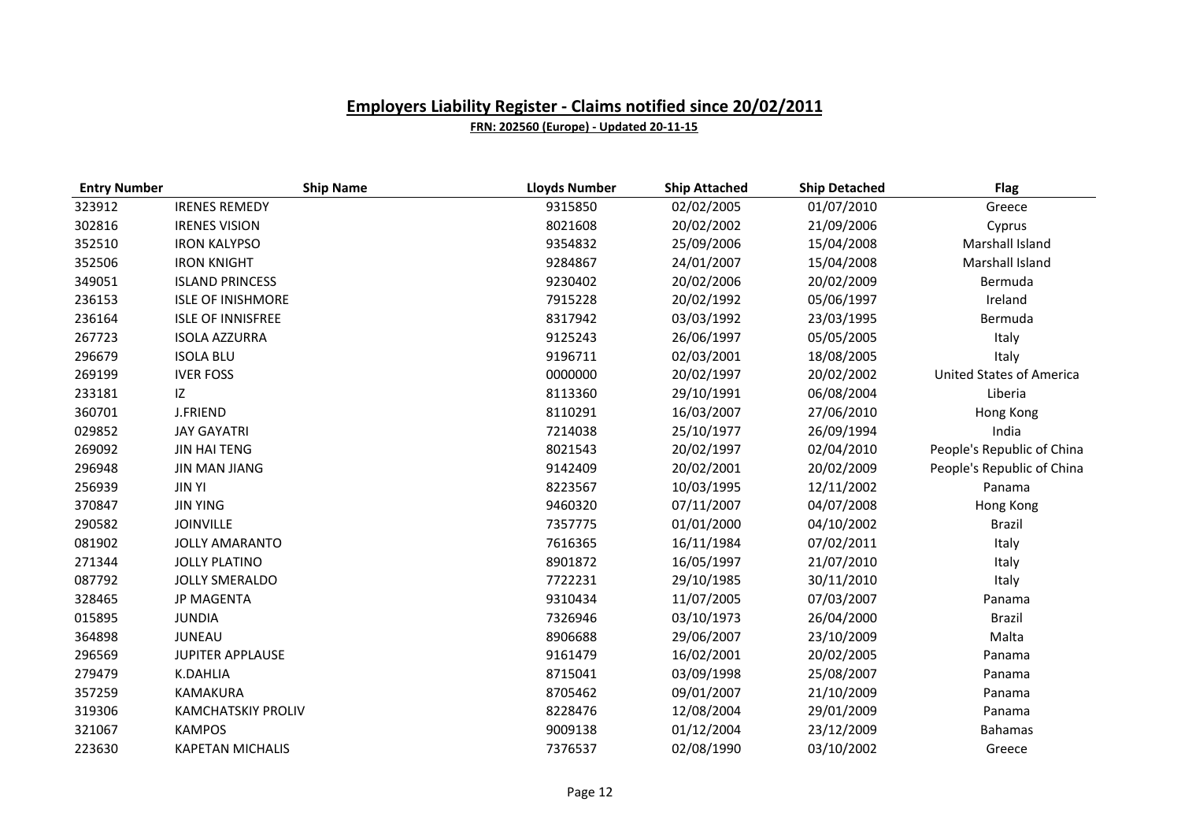## Employers Liability Register - Claims notified since 20/02/2011

**FRN: 202560 (Europe) - Updated 20-11-15**

| Entry Number | Ship Name | Lloyds Number | Ship Attached | Ship Detached | Flag |
|---|---|---|---|---|---|
| 323912 | IRENES REMEDY | 9315850 | 02/02/2005 | 01/07/2010 | Greece |
| 302816 | IRENES VISION | 8021608 | 20/02/2002 | 21/09/2006 | Cyprus |
| 352510 | IRON KALYPSO | 9354832 | 25/09/2006 | 15/04/2008 | Marshall Island |
| 352506 | IRON KNIGHT | 9284867 | 24/01/2007 | 15/04/2008 | Marshall Island |
| 349051 | ISLAND PRINCESS | 9230402 | 20/02/2006 | 20/02/2009 | Bermuda |
| 236153 | ISLE OF INISHMORE | 7915228 | 20/02/1992 | 05/06/1997 | Ireland |
| 236164 | ISLE OF INNISFREE | 8317942 | 03/03/1992 | 23/03/1995 | Bermuda |
| 267723 | ISOLA AZZURRA | 9125243 | 26/06/1997 | 05/05/2005 | Italy |
| 296679 | ISOLA BLU | 9196711 | 02/03/2001 | 18/08/2005 | Italy |
| 269199 | IVER FOSS | 0000000 | 20/02/1997 | 20/02/2002 | United States of America |
| 233181 | IZ | 8113360 | 29/10/1991 | 06/08/2004 | Liberia |
| 360701 | J.FRIEND | 8110291 | 16/03/2007 | 27/06/2010 | Hong Kong |
| 029852 | JAY GAYATRI | 7214038 | 25/10/1977 | 26/09/1994 | India |
| 269092 | JIN HAI TENG | 8021543 | 20/02/1997 | 02/04/2010 | People's Republic of China |
| 296948 | JIN MAN JIANG | 9142409 | 20/02/2001 | 20/02/2009 | People's Republic of China |
| 256939 | JIN YI | 8223567 | 10/03/1995 | 12/11/2002 | Panama |
| 370847 | JIN YING | 9460320 | 07/11/2007 | 04/07/2008 | Hong Kong |
| 290582 | JOINVILLE | 7357775 | 01/01/2000 | 04/10/2002 | Brazil |
| 081902 | JOLLY AMARANTO | 7616365 | 16/11/1984 | 07/02/2011 | Italy |
| 271344 | JOLLY PLATINO | 8901872 | 16/05/1997 | 21/07/2010 | Italy |
| 087792 | JOLLY SMERALDO | 7722231 | 29/10/1985 | 30/11/2010 | Italy |
| 328465 | JP MAGENTA | 9310434 | 11/07/2005 | 07/03/2007 | Panama |
| 015895 | JUNDIA | 7326946 | 03/10/1973 | 26/04/2000 | Brazil |
| 364898 | JUNEAU | 8906688 | 29/06/2007 | 23/10/2009 | Malta |
| 296569 | JUPITER APPLAUSE | 9161479 | 16/02/2001 | 20/02/2005 | Panama |
| 279479 | K.DAHLIA | 8715041 | 03/09/1998 | 25/08/2007 | Panama |
| 357259 | KAMAKURA | 8705462 | 09/01/2007 | 21/10/2009 | Panama |
| 319306 | KAMCHATSKIY PROLIV | 8228476 | 12/08/2004 | 29/01/2009 | Panama |
| 321067 | KAMPOS | 9009138 | 01/12/2004 | 23/12/2009 | Bahamas |
| 223630 | KAPETAN MICHALIS | 7376537 | 02/08/1990 | 03/10/2002 | Greece |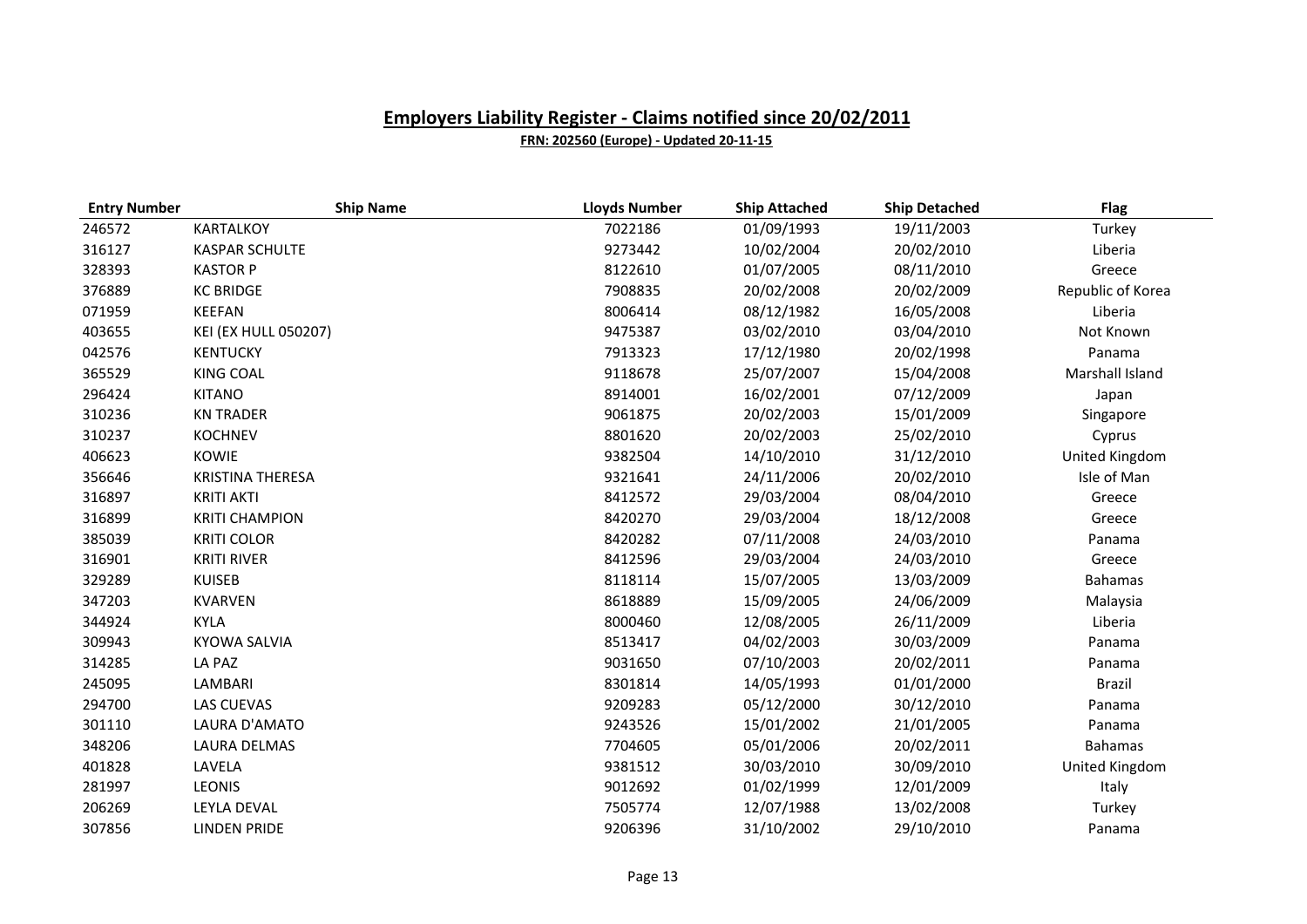## Employers Liability Register - Claims notified since 20/02/2011

**FRN: 202560 (Europe) - Updated 20-11-15**

| Entry Number | Ship Name | Lloyds Number | Ship Attached | Ship Detached | Flag |
|---|---|---|---|---|---|
| 246572 | KARTALKOY | 7022186 | 01/09/1993 | 19/11/2003 | Turkey |
| 316127 | KASPAR SCHULTE | 9273442 | 10/02/2004 | 20/02/2010 | Liberia |
| 328393 | KASTOR P | 8122610 | 01/07/2005 | 08/11/2010 | Greece |
| 376889 | KC BRIDGE | 7908835 | 20/02/2008 | 20/02/2009 | Republic of Korea |
| 071959 | KEEFAN | 8006414 | 08/12/1982 | 16/05/2008 | Liberia |
| 403655 | KEI (EX HULL 050207) | 9475387 | 03/02/2010 | 03/04/2010 | Not Known |
| 042576 | KENTUCKY | 7913323 | 17/12/1980 | 20/02/1998 | Panama |
| 365529 | KING COAL | 9118678 | 25/07/2007 | 15/04/2008 | Marshall Island |
| 296424 | KITANO | 8914001 | 16/02/2001 | 07/12/2009 | Japan |
| 310236 | KN TRADER | 9061875 | 20/02/2003 | 15/01/2009 | Singapore |
| 310237 | KOCHNEV | 8801620 | 20/02/2003 | 25/02/2010 | Cyprus |
| 406623 | KOWIE | 9382504 | 14/10/2010 | 31/12/2010 | United Kingdom |
| 356646 | KRISTINA THERESA | 9321641 | 24/11/2006 | 20/02/2010 | Isle of Man |
| 316897 | KRITI AKTI | 8412572 | 29/03/2004 | 08/04/2010 | Greece |
| 316899 | KRITI CHAMPION | 8420270 | 29/03/2004 | 18/12/2008 | Greece |
| 385039 | KRITI COLOR | 8420282 | 07/11/2008 | 24/03/2010 | Panama |
| 316901 | KRITI RIVER | 8412596 | 29/03/2004 | 24/03/2010 | Greece |
| 329289 | KUISEB | 8118114 | 15/07/2005 | 13/03/2009 | Bahamas |
| 347203 | KVARVEN | 8618889 | 15/09/2005 | 24/06/2009 | Malaysia |
| 344924 | KYLA | 8000460 | 12/08/2005 | 26/11/2009 | Liberia |
| 309943 | KYOWA SALVIA | 8513417 | 04/02/2003 | 30/03/2009 | Panama |
| 314285 | LA PAZ | 9031650 | 07/10/2003 | 20/02/2011 | Panama |
| 245095 | LAMBARI | 8301814 | 14/05/1993 | 01/01/2000 | Brazil |
| 294700 | LAS CUEVAS | 9209283 | 05/12/2000 | 30/12/2010 | Panama |
| 301110 | LAURA D'AMATO | 9243526 | 15/01/2002 | 21/01/2005 | Panama |
| 348206 | LAURA DELMAS | 7704605 | 05/01/2006 | 20/02/2011 | Bahamas |
| 401828 | LAVELA | 9381512 | 30/03/2010 | 30/09/2010 | United Kingdom |
| 281997 | LEONIS | 9012692 | 01/02/1999 | 12/01/2009 | Italy |
| 206269 | LEYLA DEVAL | 7505774 | 12/07/1988 | 13/02/2008 | Turkey |
| 307856 | LINDEN PRIDE | 9206396 | 31/10/2002 | 29/10/2010 | Panama |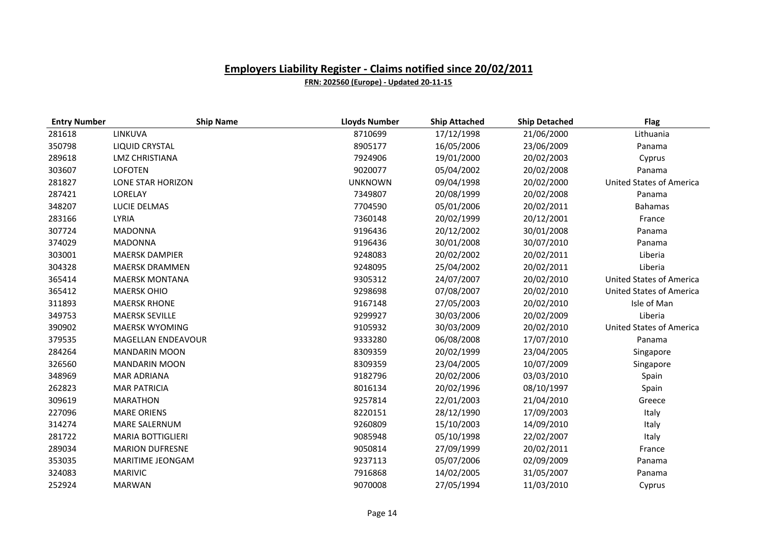## Employers Liability Register - Claims notified since 20/02/2011

**FRN: 202560 (Europe) - Updated 20-11-15**

| Entry Number | Ship Name | Lloyds Number | Ship Attached | Ship Detached | Flag |
|---|---|---|---|---|---|
| 281618 | LINKUVA | 8710699 | 17/12/1998 | 21/06/2000 | Lithuania |
| 350798 | LIQUID CRYSTAL | 8905177 | 16/05/2006 | 23/06/2009 | Panama |
| 289618 | LMZ CHRISTIANA | 7924906 | 19/01/2000 | 20/02/2003 | Cyprus |
| 303607 | LOFOTEN | 9020077 | 05/04/2002 | 20/02/2008 | Panama |
| 281827 | LONE STAR HORIZON | UNKNOWN | 09/04/1998 | 20/02/2000 | United States of America |
| 287421 | LORELAY | 7349807 | 20/08/1999 | 20/02/2008 | Panama |
| 348207 | LUCIE DELMAS | 7704590 | 05/01/2006 | 20/02/2011 | Bahamas |
| 283166 | LYRIA | 7360148 | 20/02/1999 | 20/12/2001 | France |
| 307724 | MADONNA | 9196436 | 20/12/2002 | 30/01/2008 | Panama |
| 374029 | MADONNA | 9196436 | 30/01/2008 | 30/07/2010 | Panama |
| 303001 | MAERSK DAMPIER | 9248083 | 20/02/2002 | 20/02/2011 | Liberia |
| 304328 | MAERSK DRAMMEN | 9248095 | 25/04/2002 | 20/02/2011 | Liberia |
| 365414 | MAERSK MONTANA | 9305312 | 24/07/2007 | 20/02/2010 | United States of America |
| 365412 | MAERSK OHIO | 9298698 | 07/08/2007 | 20/02/2010 | United States of America |
| 311893 | MAERSK RHONE | 9167148 | 27/05/2003 | 20/02/2010 | Isle of Man |
| 349753 | MAERSK SEVILLE | 9299927 | 30/03/2006 | 20/02/2009 | Liberia |
| 390902 | MAERSK WYOMING | 9105932 | 30/03/2009 | 20/02/2010 | United States of America |
| 379535 | MAGELLAN ENDEAVOUR | 9333280 | 06/08/2008 | 17/07/2010 | Panama |
| 284264 | MANDARIN MOON | 8309359 | 20/02/1999 | 23/04/2005 | Singapore |
| 326560 | MANDARIN MOON | 8309359 | 23/04/2005 | 10/07/2009 | Singapore |
| 348969 | MAR ADRIANA | 9182796 | 20/02/2006 | 03/03/2010 | Spain |
| 262823 | MAR PATRICIA | 8016134 | 20/02/1996 | 08/10/1997 | Spain |
| 309619 | MARATHON | 9257814 | 22/01/2003 | 21/04/2010 | Greece |
| 227096 | MARE ORIENS | 8220151 | 28/12/1990 | 17/09/2003 | Italy |
| 314274 | MARE SALERNUM | 9260809 | 15/10/2003 | 14/09/2010 | Italy |
| 281722 | MARIA BOTTIGLIERI | 9085948 | 05/10/1998 | 22/02/2007 | Italy |
| 289034 | MARION DUFRESNE | 9050814 | 27/09/1999 | 20/02/2011 | France |
| 353035 | MARITIME JEONGAM | 9237113 | 05/07/2006 | 02/09/2009 | Panama |
| 324083 | MARIVIC | 7916868 | 14/02/2005 | 31/05/2007 | Panama |
| 252924 | MARWAN | 9070008 | 27/05/1994 | 11/03/2010 | Cyprus |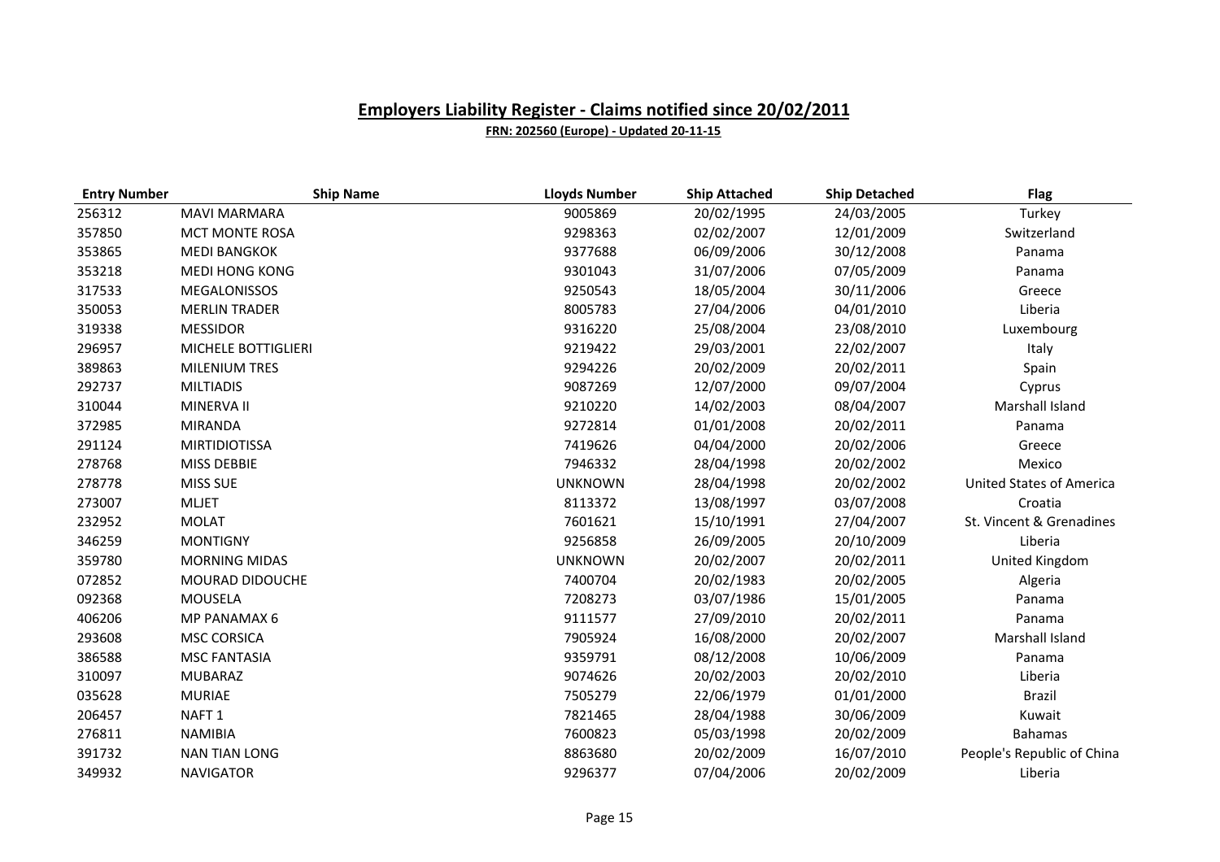## Employers Liability Register - Claims notified since 20/02/2011

**FRN: 202560 (Europe) - Updated 20-11-15**

| Entry Number | Ship Name | Lloyds Number | Ship Attached | Ship Detached | Flag |
|---|---|---|---|---|---|
| 256312 | MAVI MARMARA | 9005869 | 20/02/1995 | 24/03/2005 | Turkey |
| 357850 | MCT MONTE ROSA | 9298363 | 02/02/2007 | 12/01/2009 | Switzerland |
| 353865 | MEDI BANGKOK | 9377688 | 06/09/2006 | 30/12/2008 | Panama |
| 353218 | MEDI HONG KONG | 9301043 | 31/07/2006 | 07/05/2009 | Panama |
| 317533 | MEGALONISSOS | 9250543 | 18/05/2004 | 30/11/2006 | Greece |
| 350053 | MERLIN TRADER | 8005783 | 27/04/2006 | 04/01/2010 | Liberia |
| 319338 | MESSIDOR | 9316220 | 25/08/2004 | 23/08/2010 | Luxembourg |
| 296957 | MICHELE BOTTIGLIERI | 9219422 | 29/03/2001 | 22/02/2007 | Italy |
| 389863 | MILENIUM TRES | 9294226 | 20/02/2009 | 20/02/2011 | Spain |
| 292737 | MILTIADIS | 9087269 | 12/07/2000 | 09/07/2004 | Cyprus |
| 310044 | MINERVA II | 9210220 | 14/02/2003 | 08/04/2007 | Marshall Island |
| 372985 | MIRANDA | 9272814 | 01/01/2008 | 20/02/2011 | Panama |
| 291124 | MIRTIDIOTISSA | 7419626 | 04/04/2000 | 20/02/2006 | Greece |
| 278768 | MISS DEBBIE | 7946332 | 28/04/1998 | 20/02/2002 | Mexico |
| 278778 | MISS SUE | UNKNOWN | 28/04/1998 | 20/02/2002 | United States of America |
| 273007 | MLJET | 8113372 | 13/08/1997 | 03/07/2008 | Croatia |
| 232952 | MOLAT | 7601621 | 15/10/1991 | 27/04/2007 | St. Vincent & Grenadines |
| 346259 | MONTIGNY | 9256858 | 26/09/2005 | 20/10/2009 | Liberia |
| 359780 | MORNING MIDAS | UNKNOWN | 20/02/2007 | 20/02/2011 | United Kingdom |
| 072852 | MOURAD DIDOUCHE | 7400704 | 20/02/1983 | 20/02/2005 | Algeria |
| 092368 | MOUSELA | 7208273 | 03/07/1986 | 15/01/2005 | Panama |
| 406206 | MP PANAMAX 6 | 9111577 | 27/09/2010 | 20/02/2011 | Panama |
| 293608 | MSC CORSICA | 7905924 | 16/08/2000 | 20/02/2007 | Marshall Island |
| 386588 | MSC FANTASIA | 9359791 | 08/12/2008 | 10/06/2009 | Panama |
| 310097 | MUBARAZ | 9074626 | 20/02/2003 | 20/02/2010 | Liberia |
| 035628 | MURIAE | 7505279 | 22/06/1979 | 01/01/2000 | Brazil |
| 206457 | NAFT 1 | 7821465 | 28/04/1988 | 30/06/2009 | Kuwait |
| 276811 | NAMIBIA | 7600823 | 05/03/1998 | 20/02/2009 | Bahamas |
| 391732 | NAN TIAN LONG | 8863680 | 20/02/2009 | 16/07/2010 | People's Republic of China |
| 349932 | NAVIGATOR | 9296377 | 07/04/2006 | 20/02/2009 | Liberia |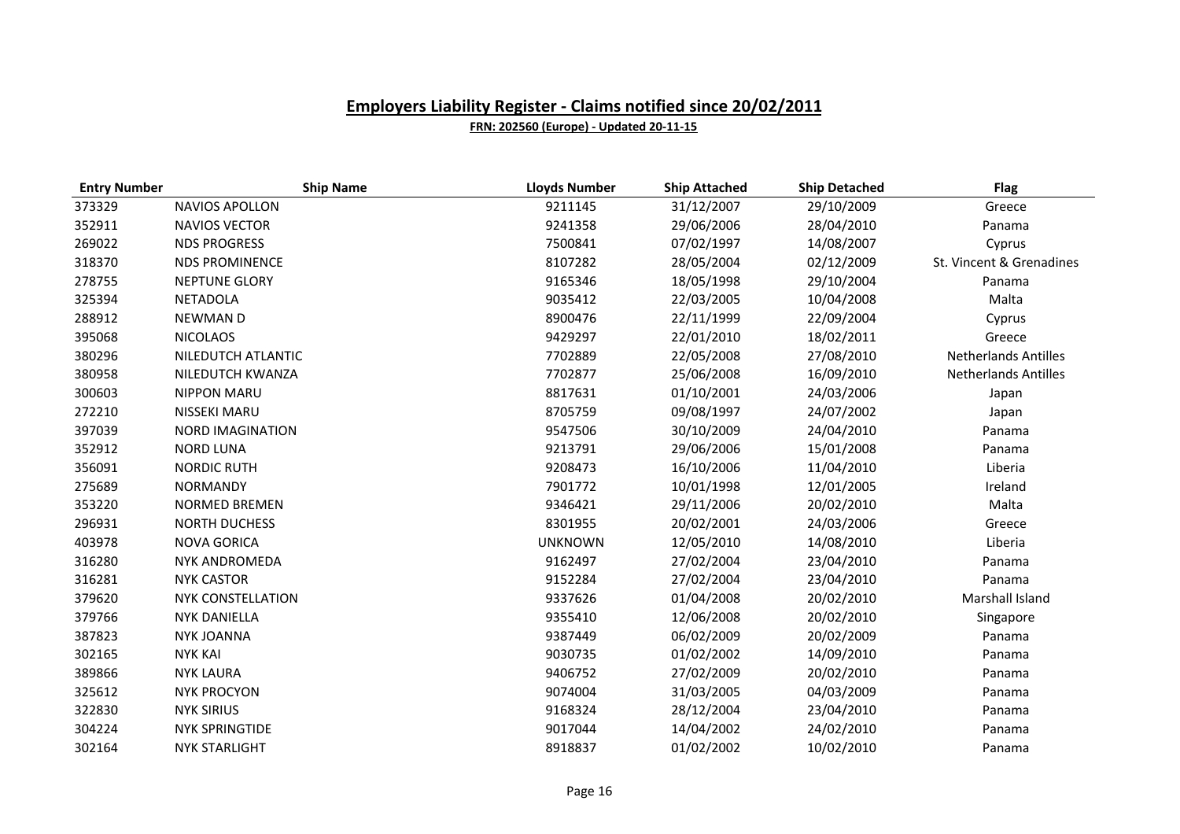# Employers Liability Register - Claims notified since 20/02/2011

**FRN: 202560 (Europe) - Updated 20-11-15**

| Entry Number | Ship Name | Lloyds Number | Ship Attached | Ship Detached | Flag |
|---|---|---|---|---|---|
| 373329 | NAVIOS APOLLON | 9211145 | 31/12/2007 | 29/10/2009 | Greece |
| 352911 | NAVIOS VECTOR | 9241358 | 29/06/2006 | 28/04/2010 | Panama |
| 269022 | NDS PROGRESS | 7500841 | 07/02/1997 | 14/08/2007 | Cyprus |
| 318370 | NDS PROMINENCE | 8107282 | 28/05/2004 | 02/12/2009 | St. Vincent & Grenadines |
| 278755 | NEPTUNE GLORY | 9165346 | 18/05/1998 | 29/10/2004 | Panama |
| 325394 | NETADOLA | 9035412 | 22/03/2005 | 10/04/2008 | Malta |
| 288912 | NEWMAN D | 8900476 | 22/11/1999 | 22/09/2004 | Cyprus |
| 395068 | NICOLAOS | 9429297 | 22/01/2010 | 18/02/2011 | Greece |
| 380296 | NILEDUTCH ATLANTIC | 7702889 | 22/05/2008 | 27/08/2010 | Netherlands Antilles |
| 380958 | NILEDUTCH KWANZA | 7702877 | 25/06/2008 | 16/09/2010 | Netherlands Antilles |
| 300603 | NIPPON MARU | 8817631 | 01/10/2001 | 24/03/2006 | Japan |
| 272210 | NISSEKI MARU | 8705759 | 09/08/1997 | 24/07/2002 | Japan |
| 397039 | NORD IMAGINATION | 9547506 | 30/10/2009 | 24/04/2010 | Panama |
| 352912 | NORD LUNA | 9213791 | 29/06/2006 | 15/01/2008 | Panama |
| 356091 | NORDIC RUTH | 9208473 | 16/10/2006 | 11/04/2010 | Liberia |
| 275689 | NORMANDY | 7901772 | 10/01/1998 | 12/01/2005 | Ireland |
| 353220 | NORMED BREMEN | 9346421 | 29/11/2006 | 20/02/2010 | Malta |
| 296931 | NORTH DUCHESS | 8301955 | 20/02/2001 | 24/03/2006 | Greece |
| 403978 | NOVA GORICA | UNKNOWN | 12/05/2010 | 14/08/2010 | Liberia |
| 316280 | NYK ANDROMEDA | 9162497 | 27/02/2004 | 23/04/2010 | Panama |
| 316281 | NYK CASTOR | 9152284 | 27/02/2004 | 23/04/2010 | Panama |
| 379620 | NYK CONSTELLATION | 9337626 | 01/04/2008 | 20/02/2010 | Marshall Island |
| 379766 | NYK DANIELLA | 9355410 | 12/06/2008 | 20/02/2010 | Singapore |
| 387823 | NYK JOANNA | 9387449 | 06/02/2009 | 20/02/2009 | Panama |
| 302165 | NYK KAI | 9030735 | 01/02/2002 | 14/09/2010 | Panama |
| 389866 | NYK LAURA | 9406752 | 27/02/2009 | 20/02/2010 | Panama |
| 325612 | NYK PROCYON | 9074004 | 31/03/2005 | 04/03/2009 | Panama |
| 322830 | NYK SIRIUS | 9168324 | 28/12/2004 | 23/04/2010 | Panama |
| 304224 | NYK SPRINGTIDE | 9017044 | 14/04/2002 | 24/02/2010 | Panama |
| 302164 | NYK STARLIGHT | 8918837 | 01/02/2002 | 10/02/2010 | Panama |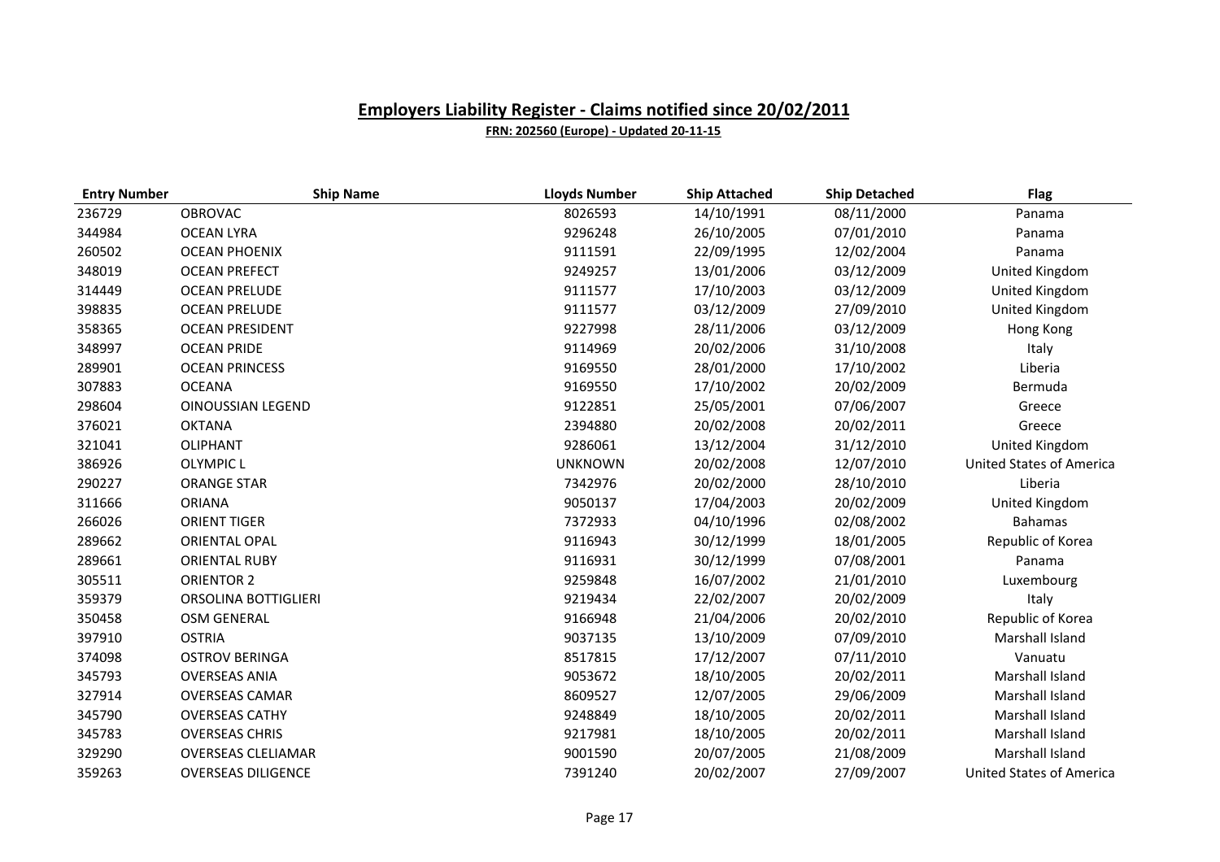# Employers Liability Register - Claims notified since 20/02/2011

**FRN: 202560 (Europe) - Updated 20-11-15**

| Entry Number | Ship Name | Lloyds Number | Ship Attached | Ship Detached | Flag |
|---|---|---|---|---|---|
| 236729 | OBROVAC | 8026593 | 14/10/1991 | 08/11/2000 | Panama |
| 344984 | OCEAN LYRA | 9296248 | 26/10/2005 | 07/01/2010 | Panama |
| 260502 | OCEAN PHOENIX | 9111591 | 22/09/1995 | 12/02/2004 | Panama |
| 348019 | OCEAN PREFECT | 9249257 | 13/01/2006 | 03/12/2009 | United Kingdom |
| 314449 | OCEAN PRELUDE | 9111577 | 17/10/2003 | 03/12/2009 | United Kingdom |
| 398835 | OCEAN PRELUDE | 9111577 | 03/12/2009 | 27/09/2010 | United Kingdom |
| 358365 | OCEAN PRESIDENT | 9227998 | 28/11/2006 | 03/12/2009 | Hong Kong |
| 348997 | OCEAN PRIDE | 9114969 | 20/02/2006 | 31/10/2008 | Italy |
| 289901 | OCEAN PRINCESS | 9169550 | 28/01/2000 | 17/10/2002 | Liberia |
| 307883 | OCEANA | 9169550 | 17/10/2002 | 20/02/2009 | Bermuda |
| 298604 | OINOUSSIAN LEGEND | 9122851 | 25/05/2001 | 07/06/2007 | Greece |
| 376021 | OKTANA | 2394880 | 20/02/2008 | 20/02/2011 | Greece |
| 321041 | OLIPHANT | 9286061 | 13/12/2004 | 31/12/2010 | United Kingdom |
| 386926 | OLYMPIC L | UNKNOWN | 20/02/2008 | 12/07/2010 | United States of America |
| 290227 | ORANGE STAR | 7342976 | 20/02/2000 | 28/10/2010 | Liberia |
| 311666 | ORIANA | 9050137 | 17/04/2003 | 20/02/2009 | United Kingdom |
| 266026 | ORIENT TIGER | 7372933 | 04/10/1996 | 02/08/2002 | Bahamas |
| 289662 | ORIENTAL OPAL | 9116943 | 30/12/1999 | 18/01/2005 | Republic of Korea |
| 289661 | ORIENTAL RUBY | 9116931 | 30/12/1999 | 07/08/2001 | Panama |
| 305511 | ORIENTOR 2 | 9259848 | 16/07/2002 | 21/01/2010 | Luxembourg |
| 359379 | ORSOLINA BOTTIGLIERI | 9219434 | 22/02/2007 | 20/02/2009 | Italy |
| 350458 | OSM GENERAL | 9166948 | 21/04/2006 | 20/02/2010 | Republic of Korea |
| 397910 | OSTRIA | 9037135 | 13/10/2009 | 07/09/2010 | Marshall Island |
| 374098 | OSTROV BERINGA | 8517815 | 17/12/2007 | 07/11/2010 | Vanuatu |
| 345793 | OVERSEAS ANIA | 9053672 | 18/10/2005 | 20/02/2011 | Marshall Island |
| 327914 | OVERSEAS CAMAR | 8609527 | 12/07/2005 | 29/06/2009 | Marshall Island |
| 345790 | OVERSEAS CATHY | 9248849 | 18/10/2005 | 20/02/2011 | Marshall Island |
| 345783 | OVERSEAS CHRIS | 9217981 | 18/10/2005 | 20/02/2011 | Marshall Island |
| 329290 | OVERSEAS CLELIAMAR | 9001590 | 20/07/2005 | 21/08/2009 | Marshall Island |
| 359263 | OVERSEAS DILIGENCE | 7391240 | 20/02/2007 | 27/09/2007 | United States of America |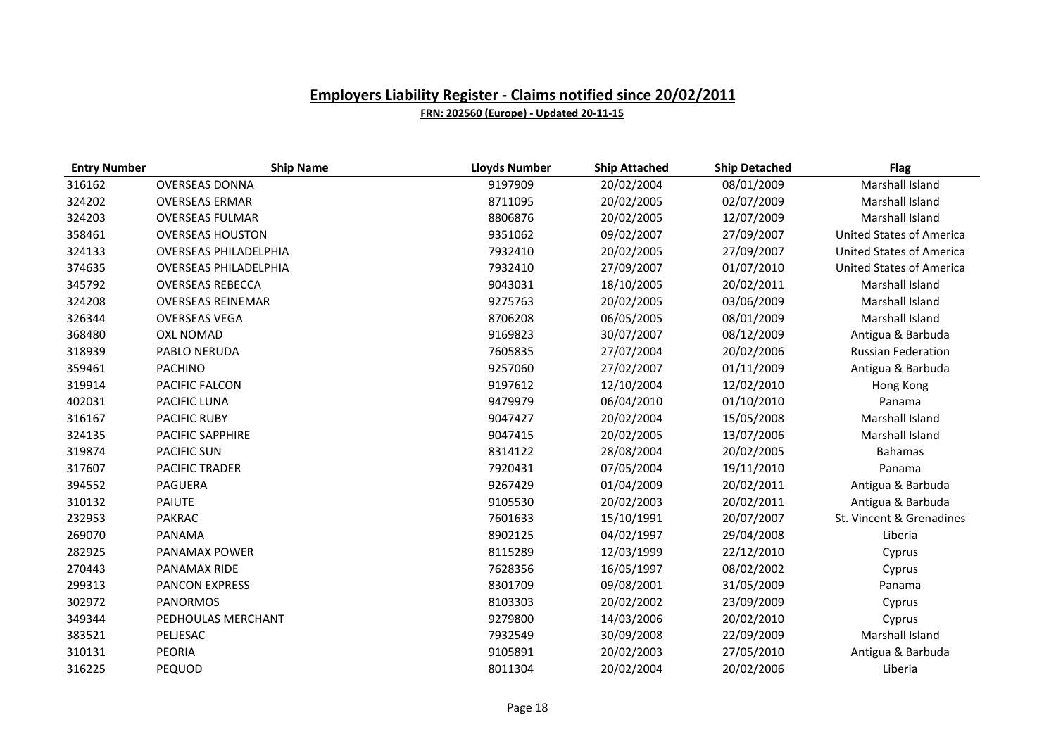## Employers Liability Register - Claims notified since 20/02/2011

**FRN: 202560 (Europe) - Updated 20-11-15**

| Entry Number | Ship Name | Lloyds Number | Ship Attached | Ship Detached | Flag |
|---|---|---|---|---|---|
| 316162 | OVERSEAS DONNA | 9197909 | 20/02/2004 | 08/01/2009 | Marshall Island |
| 324202 | OVERSEAS ERMAR | 8711095 | 20/02/2005 | 02/07/2009 | Marshall Island |
| 324203 | OVERSEAS FULMAR | 8806876 | 20/02/2005 | 12/07/2009 | Marshall Island |
| 358461 | OVERSEAS HOUSTON | 9351062 | 09/02/2007 | 27/09/2007 | United States of America |
| 324133 | OVERSEAS PHILADELPHIA | 7932410 | 20/02/2005 | 27/09/2007 | United States of America |
| 374635 | OVERSEAS PHILADELPHIA | 7932410 | 27/09/2007 | 01/07/2010 | United States of America |
| 345792 | OVERSEAS REBECCA | 9043031 | 18/10/2005 | 20/02/2011 | Marshall Island |
| 324208 | OVERSEAS REINEMAR | 9275763 | 20/02/2005 | 03/06/2009 | Marshall Island |
| 326344 | OVERSEAS VEGA | 8706208 | 06/05/2005 | 08/01/2009 | Marshall Island |
| 368480 | OXL NOMAD | 9169823 | 30/07/2007 | 08/12/2009 | Antigua & Barbuda |
| 318939 | PABLO NERUDA | 7605835 | 27/07/2004 | 20/02/2006 | Russian Federation |
| 359461 | PACHINO | 9257060 | 27/02/2007 | 01/11/2009 | Antigua & Barbuda |
| 319914 | PACIFIC FALCON | 9197612 | 12/10/2004 | 12/02/2010 | Hong Kong |
| 402031 | PACIFIC LUNA | 9479979 | 06/04/2010 | 01/10/2010 | Panama |
| 316167 | PACIFIC RUBY | 9047427 | 20/02/2004 | 15/05/2008 | Marshall Island |
| 324135 | PACIFIC SAPPHIRE | 9047415 | 20/02/2005 | 13/07/2006 | Marshall Island |
| 319874 | PACIFIC SUN | 8314122 | 28/08/2004 | 20/02/2005 | Bahamas |
| 317607 | PACIFIC TRADER | 7920431 | 07/05/2004 | 19/11/2010 | Panama |
| 394552 | PAGUERA | 9267429 | 01/04/2009 | 20/02/2011 | Antigua & Barbuda |
| 310132 | PAIUTE | 9105530 | 20/02/2003 | 20/02/2011 | Antigua & Barbuda |
| 232953 | PAKRAC | 7601633 | 15/10/1991 | 20/07/2007 | St. Vincent & Grenadines |
| 269070 | PANAMA | 8902125 | 04/02/1997 | 29/04/2008 | Liberia |
| 282925 | PANAMAX POWER | 8115289 | 12/03/1999 | 22/12/2010 | Cyprus |
| 270443 | PANAMAX RIDE | 7628356 | 16/05/1997 | 08/02/2002 | Cyprus |
| 299313 | PANCON EXPRESS | 8301709 | 09/08/2001 | 31/05/2009 | Panama |
| 302972 | PANORMOS | 8103303 | 20/02/2002 | 23/09/2009 | Cyprus |
| 349344 | PEDHOULAS MERCHANT | 9279800 | 14/03/2006 | 20/02/2010 | Cyprus |
| 383521 | PELJESAC | 7932549 | 30/09/2008 | 22/09/2009 | Marshall Island |
| 310131 | PEORIA | 9105891 | 20/02/2003 | 27/05/2010 | Antigua & Barbuda |
| 316225 | PEQUOD | 8011304 | 20/02/2004 | 20/02/2006 | Liberia |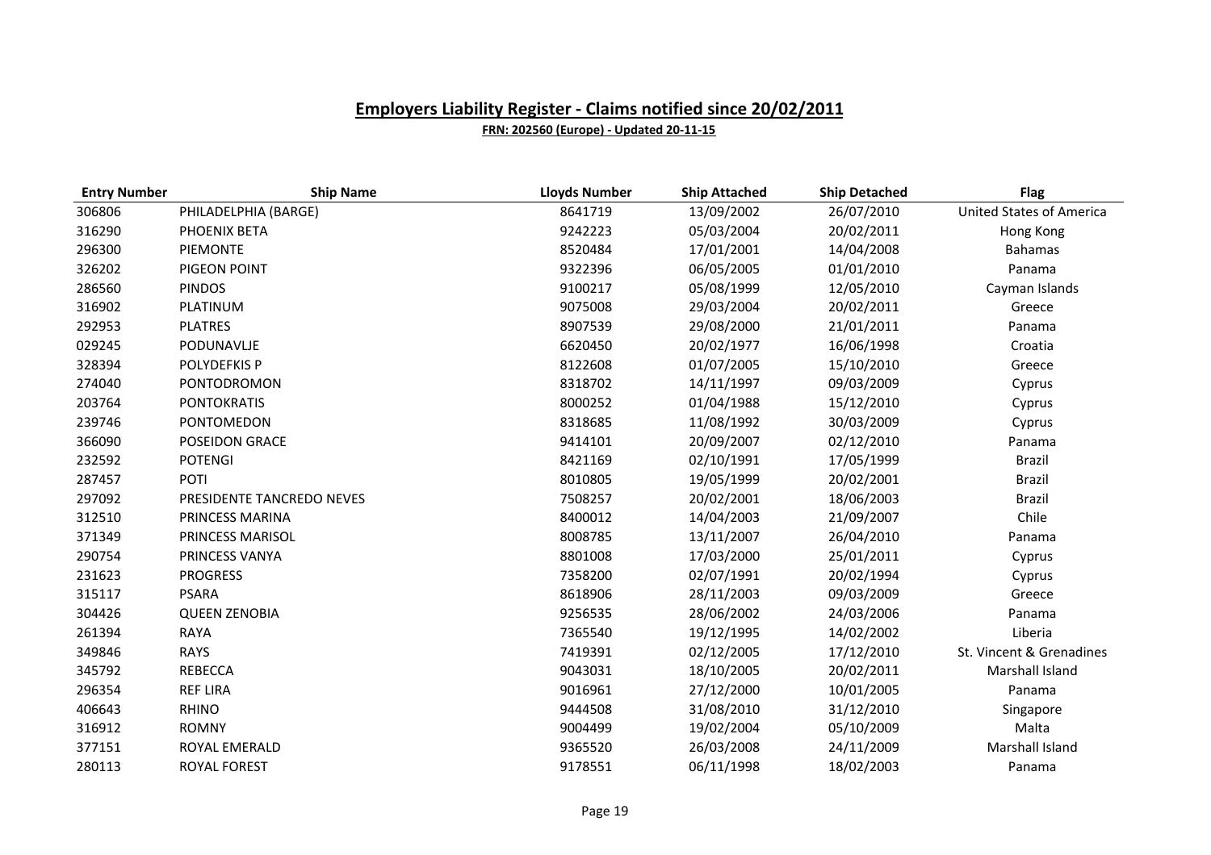# Employers Liability Register - Claims notified since 20/02/2011

**FRN: 202560 (Europe) - Updated 20-11-15**

| Entry Number | Ship Name | Lloyds Number | Ship Attached | Ship Detached | Flag |
|---|---|---|---|---|---|
| 306806 | PHILADELPHIA (BARGE) | 8641719 | 13/09/2002 | 26/07/2010 | United States of America |
| 316290 | PHOENIX BETA | 9242223 | 05/03/2004 | 20/02/2011 | Hong Kong |
| 296300 | PIEMONTE | 8520484 | 17/01/2001 | 14/04/2008 | Bahamas |
| 326202 | PIGEON POINT | 9322396 | 06/05/2005 | 01/01/2010 | Panama |
| 286560 | PINDOS | 9100217 | 05/08/1999 | 12/05/2010 | Cayman Islands |
| 316902 | PLATINUM | 9075008 | 29/03/2004 | 20/02/2011 | Greece |
| 292953 | PLATRES | 8907539 | 29/08/2000 | 21/01/2011 | Panama |
| 029245 | PODUNAVLJE | 6620450 | 20/02/1977 | 16/06/1998 | Croatia |
| 328394 | POLYDEFKIS P | 8122608 | 01/07/2005 | 15/10/2010 | Greece |
| 274040 | PONTODROMON | 8318702 | 14/11/1997 | 09/03/2009 | Cyprus |
| 203764 | PONTOKRATIS | 8000252 | 01/04/1988 | 15/12/2010 | Cyprus |
| 239746 | PONTOMEDON | 8318685 | 11/08/1992 | 30/03/2009 | Cyprus |
| 366090 | POSEIDON GRACE | 9414101 | 20/09/2007 | 02/12/2010 | Panama |
| 232592 | POTENGI | 8421169 | 02/10/1991 | 17/05/1999 | Brazil |
| 287457 | POTI | 8010805 | 19/05/1999 | 20/02/2001 | Brazil |
| 297092 | PRESIDENTE TANCREDO NEVES | 7508257 | 20/02/2001 | 18/06/2003 | Brazil |
| 312510 | PRINCESS MARINA | 8400012 | 14/04/2003 | 21/09/2007 | Chile |
| 371349 | PRINCESS MARISOL | 8008785 | 13/11/2007 | 26/04/2010 | Panama |
| 290754 | PRINCESS VANYA | 8801008 | 17/03/2000 | 25/01/2011 | Cyprus |
| 231623 | PROGRESS | 7358200 | 02/07/1991 | 20/02/1994 | Cyprus |
| 315117 | PSARA | 8618906 | 28/11/2003 | 09/03/2009 | Greece |
| 304426 | QUEEN ZENOBIA | 9256535 | 28/06/2002 | 24/03/2006 | Panama |
| 261394 | RAYA | 7365540 | 19/12/1995 | 14/02/2002 | Liberia |
| 349846 | RAYS | 7419391 | 02/12/2005 | 17/12/2010 | St. Vincent & Grenadines |
| 345792 | REBECCA | 9043031 | 18/10/2005 | 20/02/2011 | Marshall Island |
| 296354 | REF LIRA | 9016961 | 27/12/2000 | 10/01/2005 | Panama |
| 406643 | RHINO | 9444508 | 31/08/2010 | 31/12/2010 | Singapore |
| 316912 | ROMNY | 9004499 | 19/02/2004 | 05/10/2009 | Malta |
| 377151 | ROYAL EMERALD | 9365520 | 26/03/2008 | 24/11/2009 | Marshall Island |
| 280113 | ROYAL FOREST | 9178551 | 06/11/1998 | 18/02/2003 | Panama |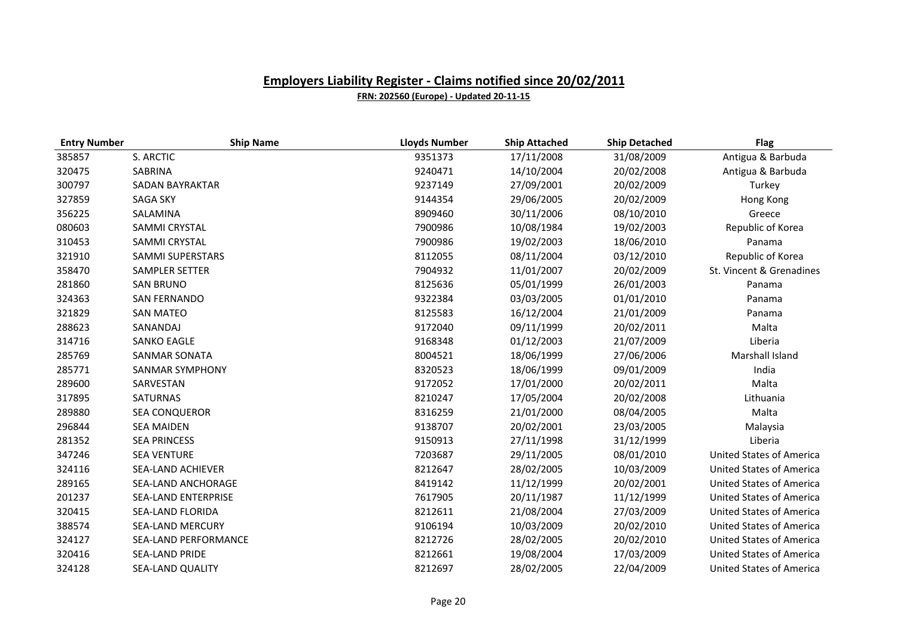## Employers Liability Register - Claims notified since 20/02/2011

**FRN: 202560 (Europe) - Updated 20-11-15**

| Entry Number | Ship Name | Lloyds Number | Ship Attached | Ship Detached | Flag |
|---|---|---|---|---|---|
| 385857 | S. ARCTIC | 9351373 | 17/11/2008 | 31/08/2009 | Antigua & Barbuda |
| 320475 | SABRINA | 9240471 | 14/10/2004 | 20/02/2008 | Antigua & Barbuda |
| 300797 | SADAN BAYRAKTAR | 9237149 | 27/09/2001 | 20/02/2009 | Turkey |
| 327859 | SAGA SKY | 9144354 | 29/06/2005 | 20/02/2009 | Hong Kong |
| 356225 | SALAMINA | 8909460 | 30/11/2006 | 08/10/2010 | Greece |
| 080603 | SAMMI CRYSTAL | 7900986 | 10/08/1984 | 19/02/2003 | Republic of Korea |
| 310453 | SAMMI CRYSTAL | 7900986 | 19/02/2003 | 18/06/2010 | Panama |
| 321910 | SAMMI SUPERSTARS | 8112055 | 08/11/2004 | 03/12/2010 | Republic of Korea |
| 358470 | SAMPLER SETTER | 7904932 | 11/01/2007 | 20/02/2009 | St. Vincent & Grenadines |
| 281860 | SAN BRUNO | 8125636 | 05/01/1999 | 26/01/2003 | Panama |
| 324363 | SAN FERNANDO | 9322384 | 03/03/2005 | 01/01/2010 | Panama |
| 321829 | SAN MATEO | 8125583 | 16/12/2004 | 21/01/2009 | Panama |
| 288623 | SANANDAJ | 9172040 | 09/11/1999 | 20/02/2011 | Malta |
| 314716 | SANKO EAGLE | 9168348 | 01/12/2003 | 21/07/2009 | Liberia |
| 285769 | SANMAR SONATA | 8004521 | 18/06/1999 | 27/06/2006 | Marshall Island |
| 285771 | SANMAR SYMPHONY | 8320523 | 18/06/1999 | 09/01/2009 | India |
| 289600 | SARVESTAN | 9172052 | 17/01/2000 | 20/02/2011 | Malta |
| 317895 | SATURNAS | 8210247 | 17/05/2004 | 20/02/2008 | Lithuania |
| 289880 | SEA CONQUEROR | 8316259 | 21/01/2000 | 08/04/2005 | Malta |
| 296844 | SEA MAIDEN | 9138707 | 20/02/2001 | 23/03/2005 | Malaysia |
| 281352 | SEA PRINCESS | 9150913 | 27/11/1998 | 31/12/1999 | Liberia |
| 347246 | SEA VENTURE | 7203687 | 29/11/2005 | 08/01/2010 | United States of America |
| 324116 | SEA-LAND ACHIEVER | 8212647 | 28/02/2005 | 10/03/2009 | United States of America |
| 289165 | SEA-LAND ANCHORAGE | 8419142 | 11/12/1999 | 20/02/2001 | United States of America |
| 201237 | SEA-LAND ENTERPRISE | 7617905 | 20/11/1987 | 11/12/1999 | United States of America |
| 320415 | SEA-LAND FLORIDA | 8212611 | 21/08/2004 | 27/03/2009 | United States of America |
| 388574 | SEA-LAND MERCURY | 9106194 | 10/03/2009 | 20/02/2010 | United States of America |
| 324127 | SEA-LAND PERFORMANCE | 8212726 | 28/02/2005 | 20/02/2010 | United States of America |
| 320416 | SEA-LAND PRIDE | 8212661 | 19/08/2004 | 17/03/2009 | United States of America |
| 324128 | SEA-LAND QUALITY | 8212697 | 28/02/2005 | 22/04/2009 | United States of America |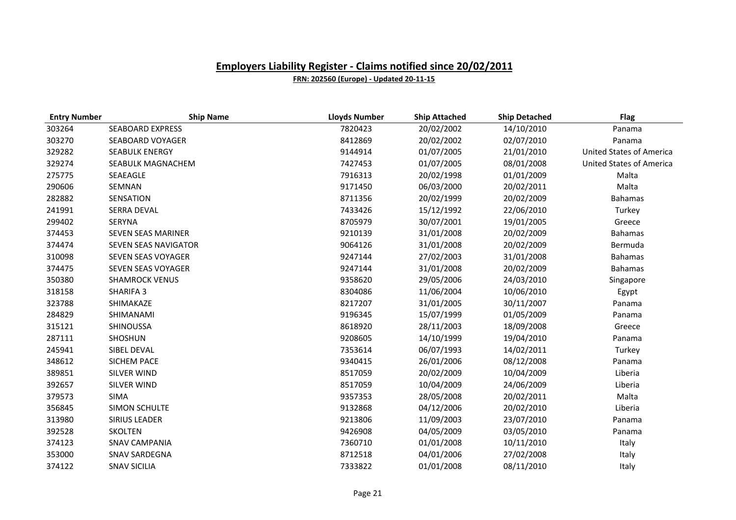# Employers Liability Register - Claims notified since 20/02/2011

**FRN: 202560 (Europe) - Updated 20-11-15**

| Entry Number | Ship Name | Lloyds Number | Ship Attached | Ship Detached | Flag |
|---|---|---|---|---|---|
| 303264 | SEABOARD EXPRESS | 7820423 | 20/02/2002 | 14/10/2010 | Panama |
| 303270 | SEABOARD VOYAGER | 8412869 | 20/02/2002 | 02/07/2010 | Panama |
| 329282 | SEABULK ENERGY | 9144914 | 01/07/2005 | 21/01/2010 | United States of America |
| 329274 | SEABULK MAGNACHEM | 7427453 | 01/07/2005 | 08/01/2008 | United States of America |
| 275775 | SEAEAGLE | 7916313 | 20/02/1998 | 01/01/2009 | Malta |
| 290606 | SEMNAN | 9171450 | 06/03/2000 | 20/02/2011 | Malta |
| 282882 | SENSATION | 8711356 | 20/02/1999 | 20/02/2009 | Bahamas |
| 241991 | SERRA DEVAL | 7433426 | 15/12/1992 | 22/06/2010 | Turkey |
| 299402 | SERYNA | 8705979 | 30/07/2001 | 19/01/2005 | Greece |
| 374453 | SEVEN SEAS MARINER | 9210139 | 31/01/2008 | 20/02/2009 | Bahamas |
| 374474 | SEVEN SEAS NAVIGATOR | 9064126 | 31/01/2008 | 20/02/2009 | Bermuda |
| 310098 | SEVEN SEAS VOYAGER | 9247144 | 27/02/2003 | 31/01/2008 | Bahamas |
| 374475 | SEVEN SEAS VOYAGER | 9247144 | 31/01/2008 | 20/02/2009 | Bahamas |
| 350380 | SHAMROCK VENUS | 9358620 | 29/05/2006 | 24/03/2010 | Singapore |
| 318158 | SHARIFA 3 | 8304086 | 11/06/2004 | 10/06/2010 | Egypt |
| 323788 | SHIMAKAZE | 8217207 | 31/01/2005 | 30/11/2007 | Panama |
| 284829 | SHIMANAMI | 9196345 | 15/07/1999 | 01/05/2009 | Panama |
| 315121 | SHINOUSSA | 8618920 | 28/11/2003 | 18/09/2008 | Greece |
| 287111 | SHOSHUN | 9208605 | 14/10/1999 | 19/04/2010 | Panama |
| 245941 | SIBEL DEVAL | 7353614 | 06/07/1993 | 14/02/2011 | Turkey |
| 348612 | SICHEM PACE | 9340415 | 26/01/2006 | 08/12/2008 | Panama |
| 389851 | SILVER WIND | 8517059 | 20/02/2009 | 10/04/2009 | Liberia |
| 392657 | SILVER WIND | 8517059 | 10/04/2009 | 24/06/2009 | Liberia |
| 379573 | SIMA | 9357353 | 28/05/2008 | 20/02/2011 | Malta |
| 356845 | SIMON SCHULTE | 9132868 | 04/12/2006 | 20/02/2010 | Liberia |
| 313980 | SIRIUS LEADER | 9213806 | 11/09/2003 | 23/07/2010 | Panama |
| 392528 | SKOLTEN | 9426908 | 04/05/2009 | 03/05/2010 | Panama |
| 374123 | SNAV CAMPANIA | 7360710 | 01/01/2008 | 10/11/2010 | Italy |
| 353000 | SNAV SARDEGNA | 8712518 | 04/01/2006 | 27/02/2008 | Italy |
| 374122 | SNAV SICILIA | 7333822 | 01/01/2008 | 08/11/2010 | Italy |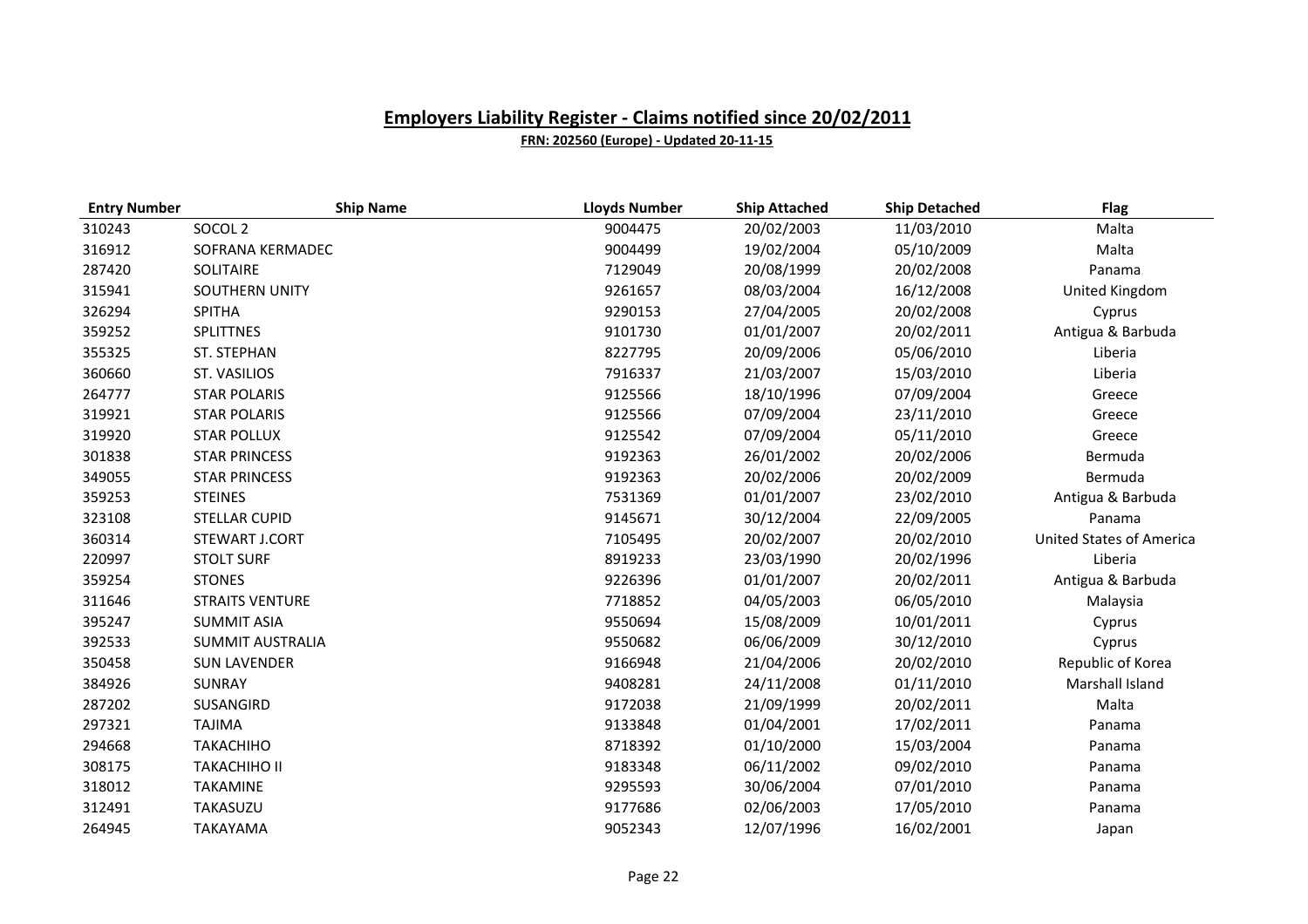## Employers Liability Register - Claims notified since 20/02/2011

**FRN: 202560 (Europe) - Updated 20-11-15**

| Entry Number | Ship Name | Lloyds Number | Ship Attached | Ship Detached | Flag |
|---|---|---|---|---|---|
| 310243 | SOCOL 2 | 9004475 | 20/02/2003 | 11/03/2010 | Malta |
| 316912 | SOFRANA KERMADEC | 9004499 | 19/02/2004 | 05/10/2009 | Malta |
| 287420 | SOLITAIRE | 7129049 | 20/08/1999 | 20/02/2008 | Panama |
| 315941 | SOUTHERN UNITY | 9261657 | 08/03/2004 | 16/12/2008 | United Kingdom |
| 326294 | SPITHA | 9290153 | 27/04/2005 | 20/02/2008 | Cyprus |
| 359252 | SPLITTNES | 9101730 | 01/01/2007 | 20/02/2011 | Antigua & Barbuda |
| 355325 | ST. STEPHAN | 8227795 | 20/09/2006 | 05/06/2010 | Liberia |
| 360660 | ST. VASILIOS | 7916337 | 21/03/2007 | 15/03/2010 | Liberia |
| 264777 | STAR POLARIS | 9125566 | 18/10/1996 | 07/09/2004 | Greece |
| 319921 | STAR POLARIS | 9125566 | 07/09/2004 | 23/11/2010 | Greece |
| 319920 | STAR POLLUX | 9125542 | 07/09/2004 | 05/11/2010 | Greece |
| 301838 | STAR PRINCESS | 9192363 | 26/01/2002 | 20/02/2006 | Bermuda |
| 349055 | STAR PRINCESS | 9192363 | 20/02/2006 | 20/02/2009 | Bermuda |
| 359253 | STEINES | 7531369 | 01/01/2007 | 23/02/2010 | Antigua & Barbuda |
| 323108 | STELLAR CUPID | 9145671 | 30/12/2004 | 22/09/2005 | Panama |
| 360314 | STEWART J.CORT | 7105495 | 20/02/2007 | 20/02/2010 | United States of America |
| 220997 | STOLT SURF | 8919233 | 23/03/1990 | 20/02/1996 | Liberia |
| 359254 | STONES | 9226396 | 01/01/2007 | 20/02/2011 | Antigua & Barbuda |
| 311646 | STRAITS VENTURE | 7718852 | 04/05/2003 | 06/05/2010 | Malaysia |
| 395247 | SUMMIT ASIA | 9550694 | 15/08/2009 | 10/01/2011 | Cyprus |
| 392533 | SUMMIT AUSTRALIA | 9550682 | 06/06/2009 | 30/12/2010 | Cyprus |
| 350458 | SUN LAVENDER | 9166948 | 21/04/2006 | 20/02/2010 | Republic of Korea |
| 384926 | SUNRAY | 9408281 | 24/11/2008 | 01/11/2010 | Marshall Island |
| 287202 | SUSANGIRD | 9172038 | 21/09/1999 | 20/02/2011 | Malta |
| 297321 | TAJIMA | 9133848 | 01/04/2001 | 17/02/2011 | Panama |
| 294668 | TAKACHIHO | 8718392 | 01/10/2000 | 15/03/2004 | Panama |
| 308175 | TAKACHIHO II | 9183348 | 06/11/2002 | 09/02/2010 | Panama |
| 318012 | TAKAMINE | 9295593 | 30/06/2004 | 07/01/2010 | Panama |
| 312491 | TAKASUZU | 9177686 | 02/06/2003 | 17/05/2010 | Panama |
| 264945 | TAKAYAMA | 9052343 | 12/07/1996 | 16/02/2001 | Japan |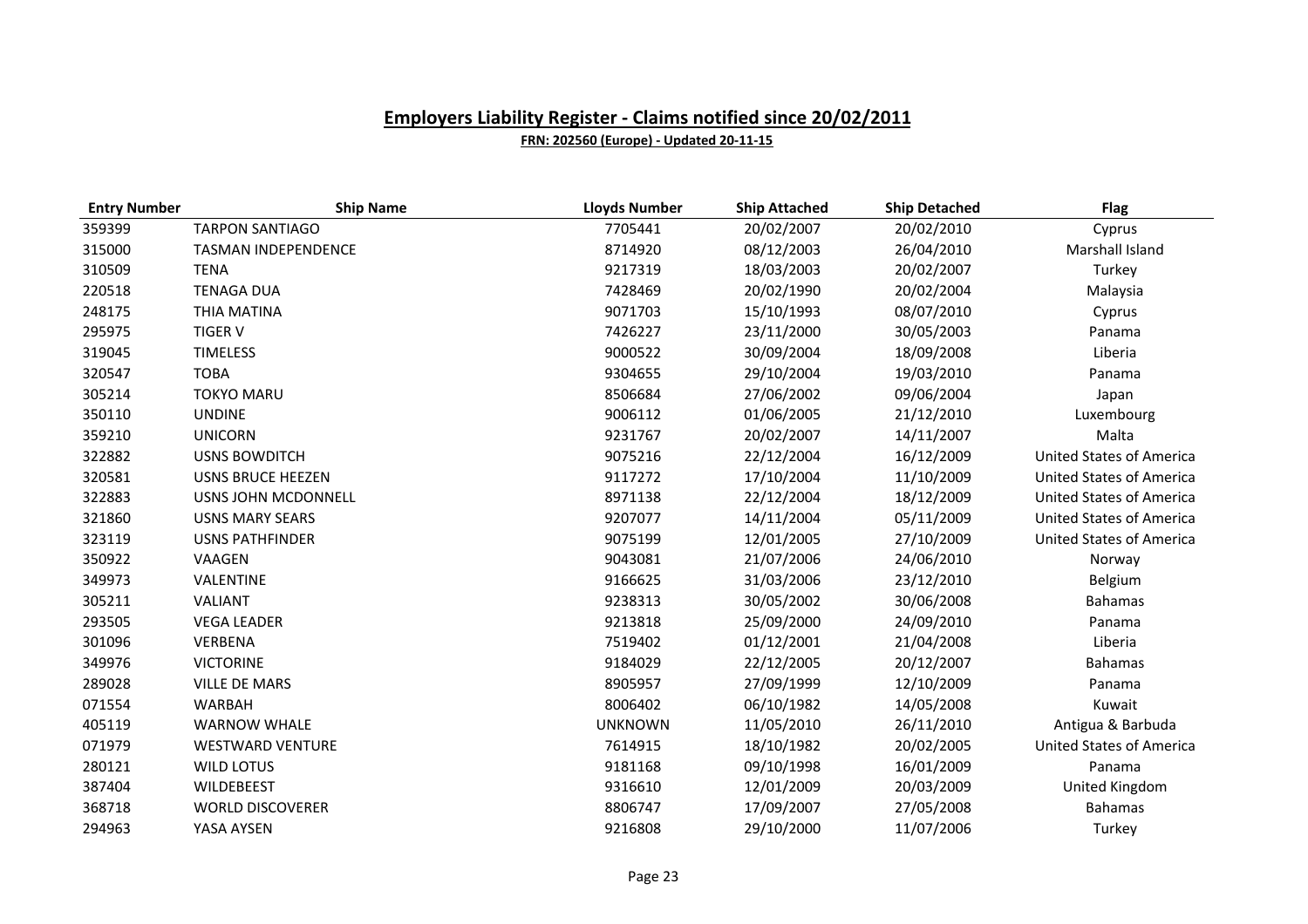## **Employers Liability Register - Claims notified since 20/02/2011**

**FRN: 202560 (Europe) - Updated 20-11-15**

| Entry Number | Ship Name | Lloyds Number | Ship Attached | Ship Detached | Flag |
|---|---|---|---|---|---|
| 359399 | TARPON SANTIAGO | 7705441 | 20/02/2007 | 20/02/2010 | Cyprus |
| 315000 | TASMAN INDEPENDENCE | 8714920 | 08/12/2003 | 26/04/2010 | Marshall Island |
| 310509 | TENA | 9217319 | 18/03/2003 | 20/02/2007 | Turkey |
| 220518 | TENAGA DUA | 7428469 | 20/02/1990 | 20/02/2004 | Malaysia |
| 248175 | THIA MATINA | 9071703 | 15/10/1993 | 08/07/2010 | Cyprus |
| 295975 | TIGER V | 7426227 | 23/11/2000 | 30/05/2003 | Panama |
| 319045 | TIMELESS | 9000522 | 30/09/2004 | 18/09/2008 | Liberia |
| 320547 | TOBA | 9304655 | 29/10/2004 | 19/03/2010 | Panama |
| 305214 | TOKYO MARU | 8506684 | 27/06/2002 | 09/06/2004 | Japan |
| 350110 | UNDINE | 9006112 | 01/06/2005 | 21/12/2010 | Luxembourg |
| 359210 | UNICORN | 9231767 | 20/02/2007 | 14/11/2007 | Malta |
| 322882 | USNS BOWDITCH | 9075216 | 22/12/2004 | 16/12/2009 | United States of America |
| 320581 | USNS BRUCE HEEZEN | 9117272 | 17/10/2004 | 11/10/2009 | United States of America |
| 322883 | USNS JOHN MCDONNELL | 8971138 | 22/12/2004 | 18/12/2009 | United States of America |
| 321860 | USNS MARY SEARS | 9207077 | 14/11/2004 | 05/11/2009 | United States of America |
| 323119 | USNS PATHFINDER | 9075199 | 12/01/2005 | 27/10/2009 | United States of America |
| 350922 | VAAGEN | 9043081 | 21/07/2006 | 24/06/2010 | Norway |
| 349973 | VALENTINE | 9166625 | 31/03/2006 | 23/12/2010 | Belgium |
| 305211 | VALIANT | 9238313 | 30/05/2002 | 30/06/2008 | Bahamas |
| 293505 | VEGA LEADER | 9213818 | 25/09/2000 | 24/09/2010 | Panama |
| 301096 | VERBENA | 7519402 | 01/12/2001 | 21/04/2008 | Liberia |
| 349976 | VICTORINE | 9184029 | 22/12/2005 | 20/12/2007 | Bahamas |
| 289028 | VILLE DE MARS | 8905957 | 27/09/1999 | 12/10/2009 | Panama |
| 071554 | WARBAH | 8006402 | 06/10/1982 | 14/05/2008 | Kuwait |
| 405119 | WARNOW WHALE | UNKNOWN | 11/05/2010 | 26/11/2010 | Antigua & Barbuda |
| 071979 | WESTWARD VENTURE | 7614915 | 18/10/1982 | 20/02/2005 | United States of America |
| 280121 | WILD LOTUS | 9181168 | 09/10/1998 | 16/01/2009 | Panama |
| 387404 | WILDEBEEST | 9316610 | 12/01/2009 | 20/03/2009 | United Kingdom |
| 368718 | WORLD DISCOVERER | 8806747 | 17/09/2007 | 27/05/2008 | Bahamas |
| 294963 | YASA AYSEN | 9216808 | 29/10/2000 | 11/07/2006 | Turkey |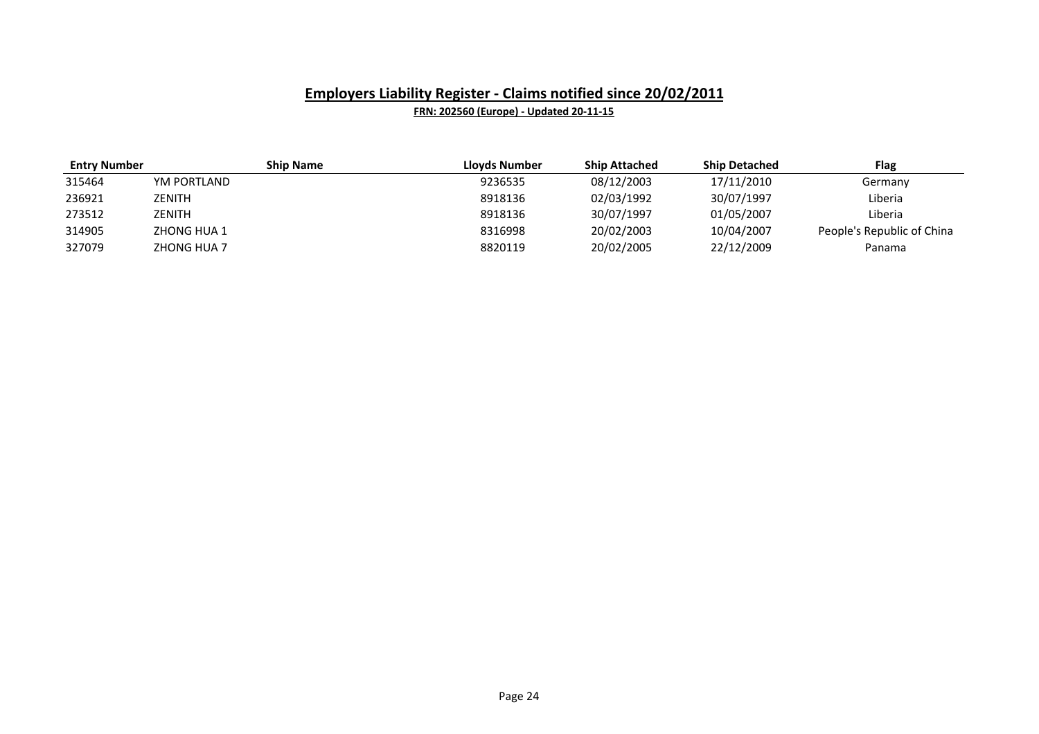**Employers Liability Register - Claims notified since 20/02/2011**

**FRN: 202560 (Europe) - Updated 20-11-15**

| Entry Number | Ship Name | Lloyds Number | Ship Attached | Ship Detached | Flag |
|---|---|---|---|---|---|
| 315464 | YM PORTLAND | 9236535 | 08/12/2003 | 17/11/2010 | Germany |
| 236921 | ZENITH | 8918136 | 02/03/1992 | 30/07/1997 | Liberia |
| 273512 | ZENITH | 8918136 | 30/07/1997 | 01/05/2007 | Liberia |
| 314905 | ZHONG HUA 1 | 8316998 | 20/02/2003 | 10/04/2007 | People's Republic of China |
| 327079 | ZHONG HUA 7 | 8820119 | 20/02/2005 | 22/12/2009 | Panama |